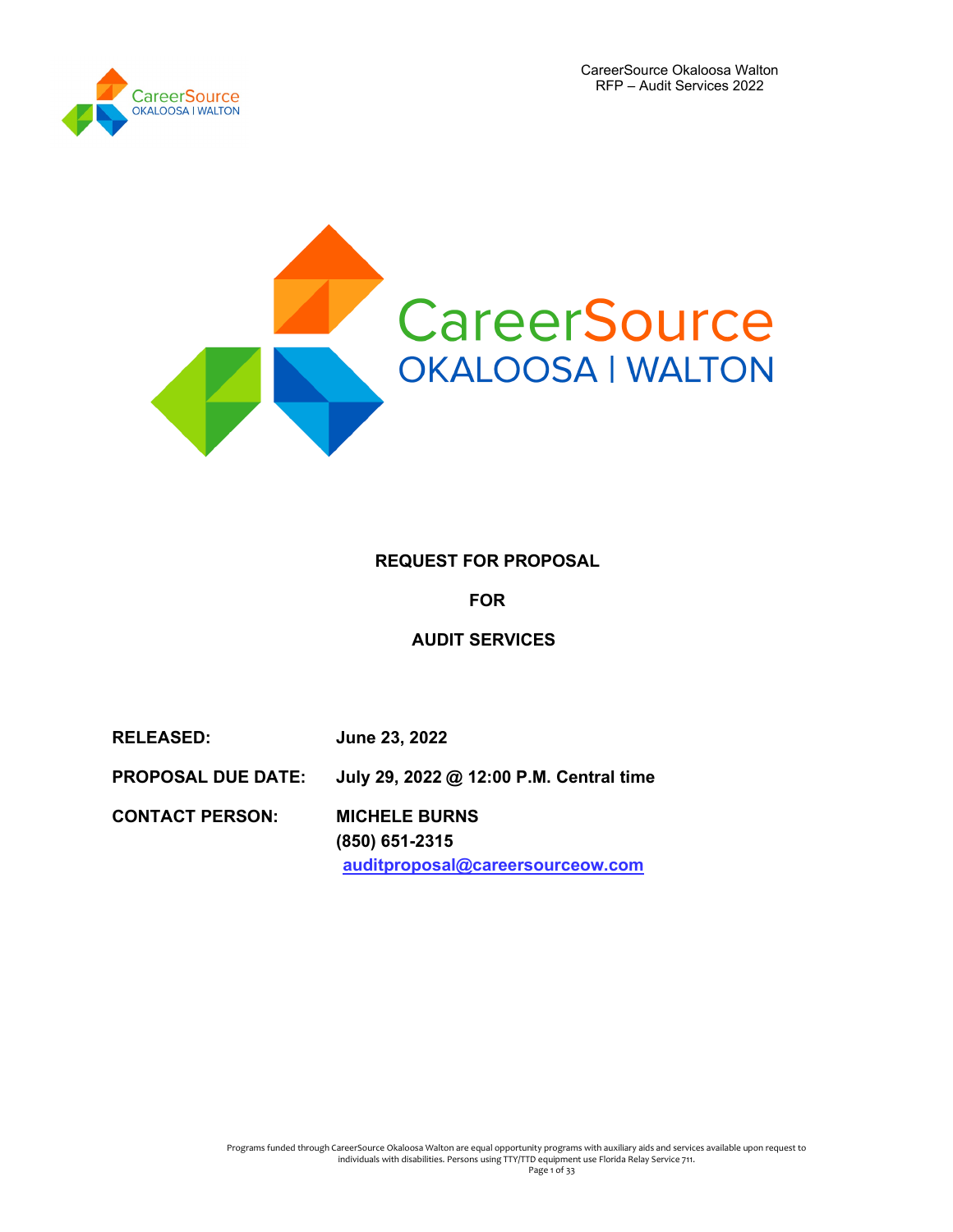# REQUEST FOR PROPOSAL

# FOR

# AUDIT SERVICES

**RELEASED:** June 23, 2022

**PROPOSAL DUE DATE:** July 29, 2022 @ 12:00 P.M. Central time

**CONTACT PERSON:** MICHELE BURNS
(850) 651-2315
auditproposal@careersourceow.com

Programs funded through CareerSource Okaloosa Walton are equal opportunity programs with auxiliary aids and services available upon request to individuals with disabilities. Persons using TTY/TTD equipment use Florida Relay Service 711.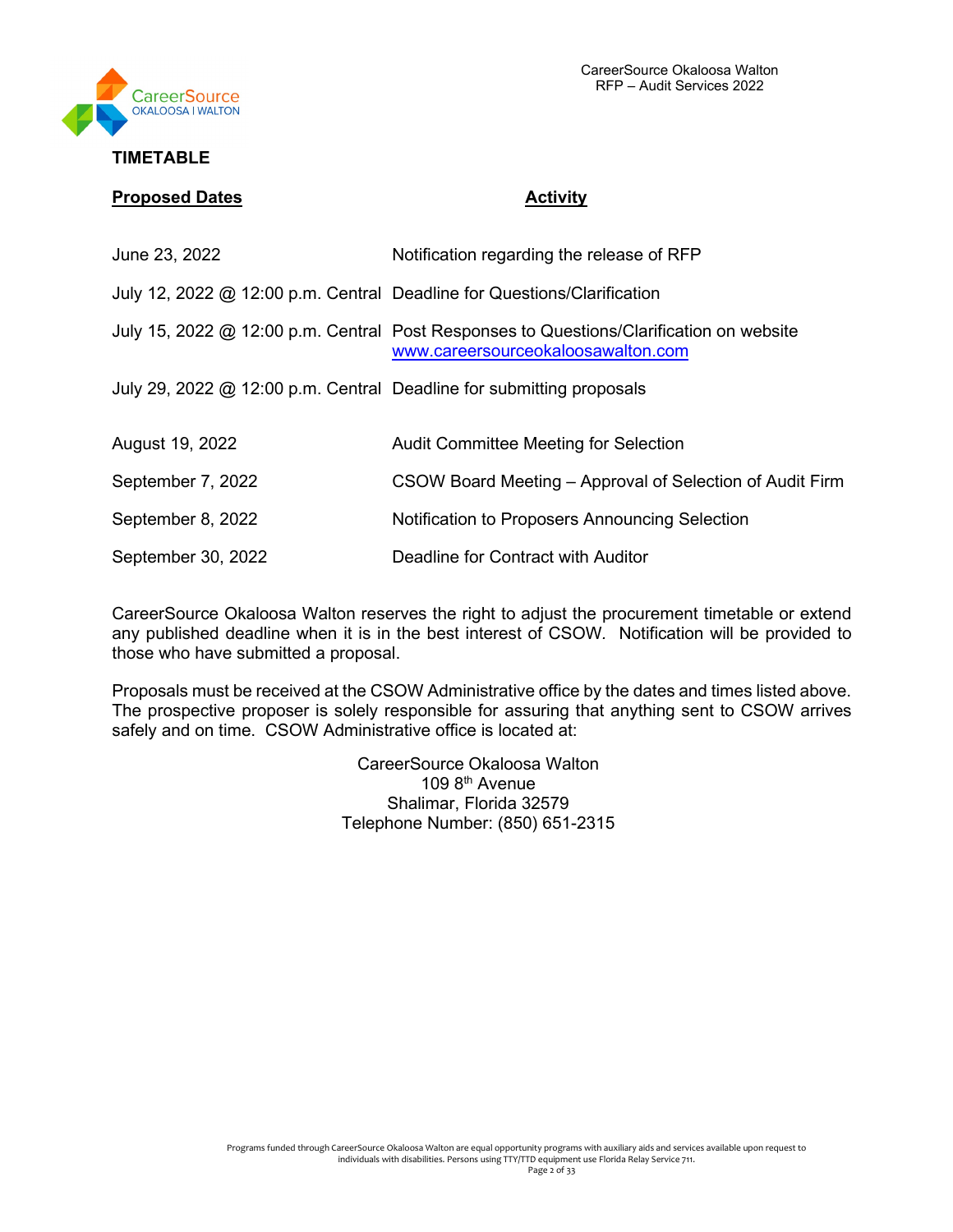## TIMETABLE

| Proposed Dates | Activity |
|---|---|
| June 23, 2022 | Notification regarding the release of RFP |
| July 12, 2022 @ 12:00 p.m. Central | Deadline for Questions/Clarification |
| July 15, 2022 @ 12:00 p.m. Central | Post Responses to Questions/Clarification on website www.careersourceokaloosawalton.com |
| July 29, 2022 @ 12:00 p.m. Central | Deadline for submitting proposals |
| August 19, 2022 | Audit Committee Meeting for Selection |
| September 7, 2022 | CSOW Board Meeting – Approval of Selection of Audit Firm |
| September 8, 2022 | Notification to Proposers Announcing Selection |
| September 30, 2022 | Deadline for Contract with Auditor |

CareerSource Okaloosa Walton reserves the right to adjust the procurement timetable or extend any published deadline when it is in the best interest of CSOW. Notification will be provided to those who have submitted a proposal.

Proposals must be received at the CSOW Administrative office by the dates and times listed above. The prospective proposer is solely responsible for assuring that anything sent to CSOW arrives safely and on time. CSOW Administrative office is located at:

CareerSource Okaloosa Walton
109 8th Avenue
Shalimar, Florida 32579
Telephone Number: (850) 651-2315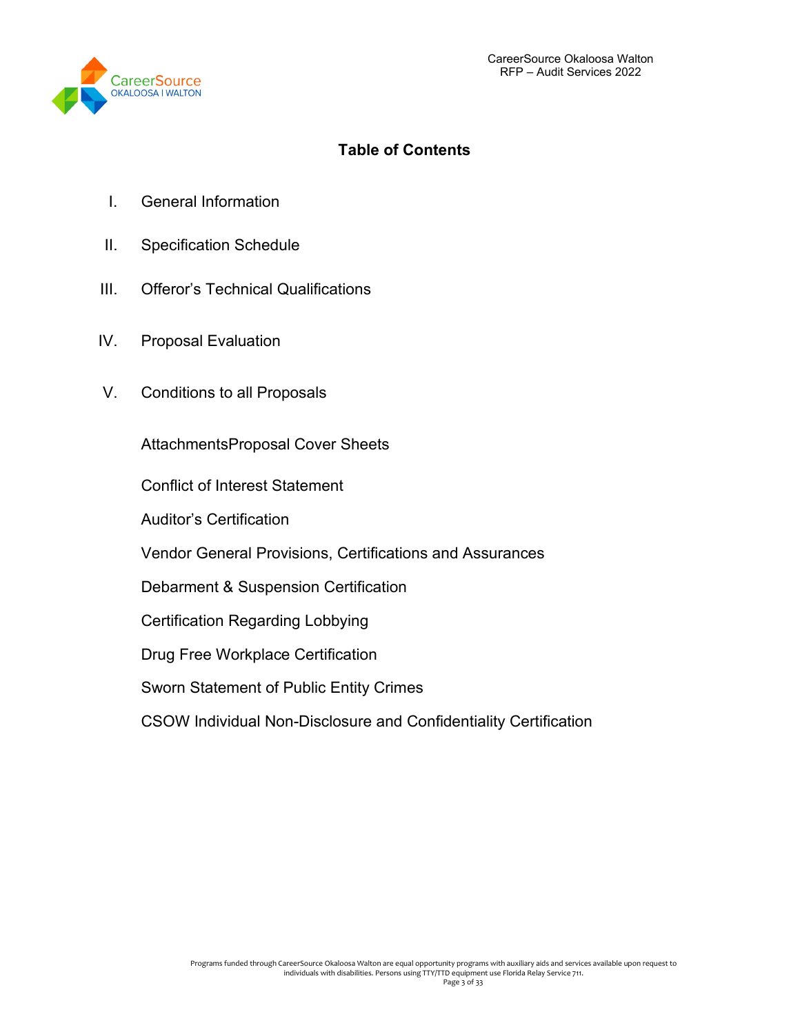# Table of Contents

I. General Information

II. Specification Schedule

III. Offeror's Technical Qualifications

IV. Proposal Evaluation

V. Conditions to all Proposals

AttachmentsProposal Cover Sheets

Conflict of Interest Statement

Auditor's Certification

Vendor General Provisions, Certifications and Assurances

Debarment & Suspension Certification

Certification Regarding Lobbying

Drug Free Workplace Certification

Sworn Statement of Public Entity Crimes

CSOW Individual Non-Disclosure and Confidentiality Certification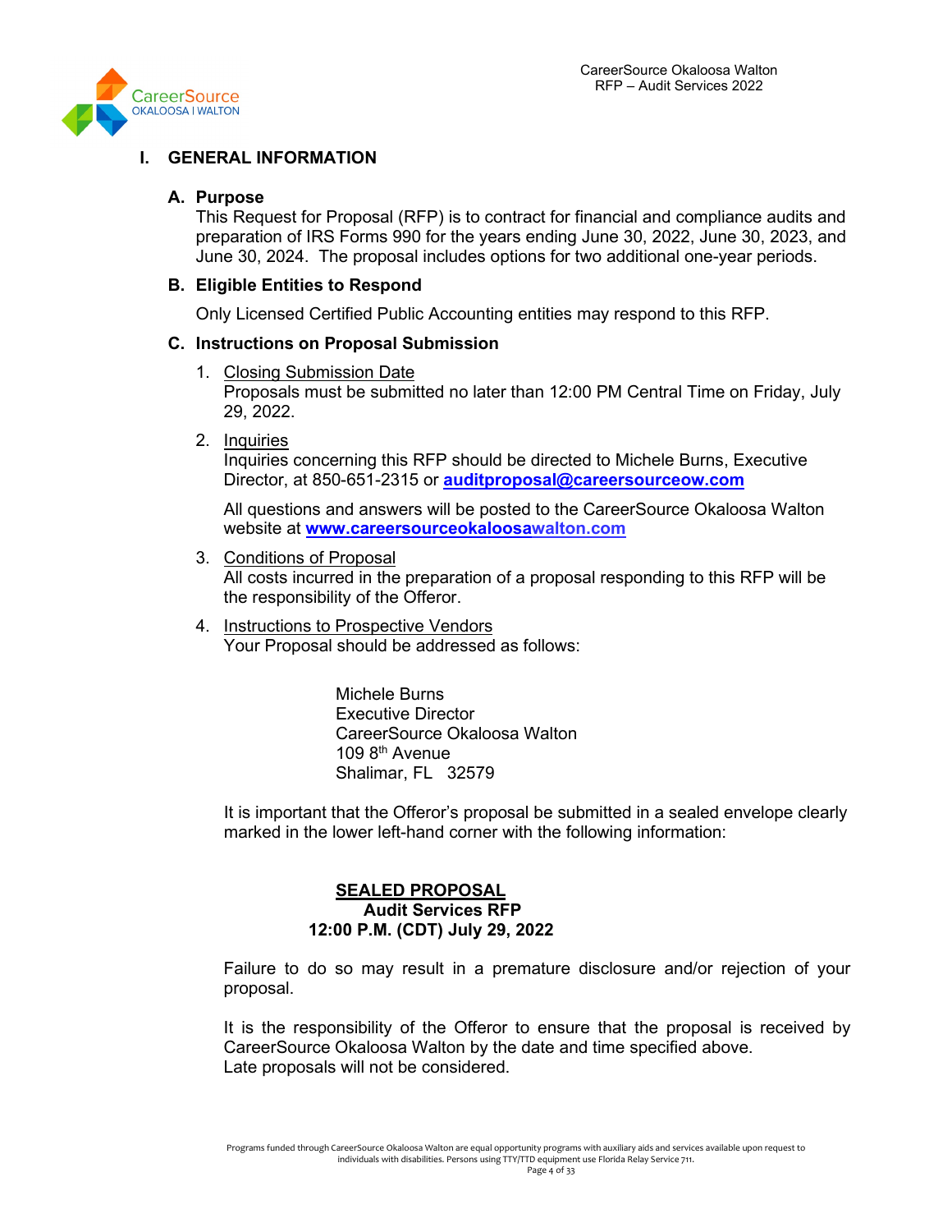# I. GENERAL INFORMATION

## A. Purpose

This Request for Proposal (RFP) is to contract for financial and compliance audits and preparation of IRS Forms 990 for the years ending June 30, 2022, June 30, 2023, and June 30, 2024. The proposal includes options for two additional one-year periods.

## B. Eligible Entities to Respond

Only Licensed Certified Public Accounting entities may respond to this RFP.

## C. Instructions on Proposal Submission

1. Closing Submission Date
   Proposals must be submitted no later than 12:00 PM Central Time on Friday, July 29, 2022.

2. Inquiries
   Inquiries concerning this RFP should be directed to Michele Burns, Executive Director, at 850-651-2315 or **auditproposal@careersourceow.com**

   All questions and answers will be posted to the CareerSource Okaloosa Walton website at **www.careersourceokaloosawalton.com**

3. Conditions of Proposal
   All costs incurred in the preparation of a proposal responding to this RFP will be the responsibility of the Offeror.

4. Instructions to Prospective Vendors
   Your Proposal should be addressed as follows:

   Michele Burns
   Executive Director
   CareerSource Okaloosa Walton
   109 8th Avenue
   Shalimar, FL 32579

   It is important that the Offeror's proposal be submitted in a sealed envelope clearly marked in the lower left-hand corner with the following information:

   **SEALED PROPOSAL**
   **Audit Services RFP**
   **12:00 P.M. (CDT) July 29, 2022**

   Failure to do so may result in a premature disclosure and/or rejection of your proposal.

   It is the responsibility of the Offeror to ensure that the proposal is received by CareerSource Okaloosa Walton by the date and time specified above.
   Late proposals will not be considered.

Programs funded through CareerSource Okaloosa Walton are equal opportunity programs with auxiliary aids and services available upon request to individuals with disabilities. Persons using TTY/TTD equipment use Florida Relay Service 711.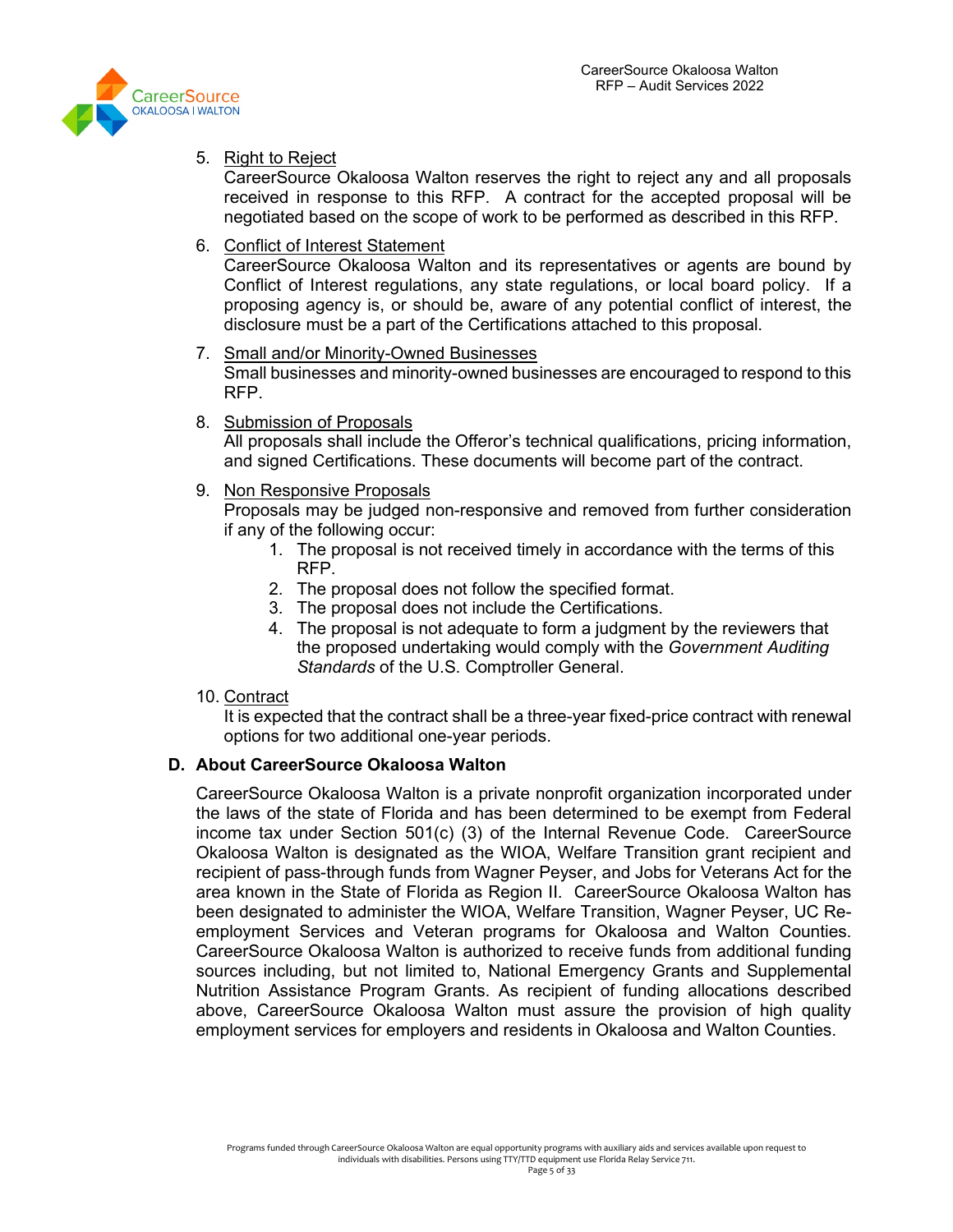5. Right to Reject
   CareerSource Okaloosa Walton reserves the right to reject any and all proposals received in response to this RFP. A contract for the accepted proposal will be negotiated based on the scope of work to be performed as described in this RFP.

6. Conflict of Interest Statement
   CareerSource Okaloosa Walton and its representatives or agents are bound by Conflict of Interest regulations, any state regulations, or local board policy. If a proposing agency is, or should be, aware of any potential conflict of interest, the disclosure must be a part of the Certifications attached to this proposal.

7. Small and/or Minority-Owned Businesses
   Small businesses and minority-owned businesses are encouraged to respond to this RFP.

8. Submission of Proposals
   All proposals shall include the Offeror's technical qualifications, pricing information, and signed Certifications. These documents will become part of the contract.

9. Non Responsive Proposals
   Proposals may be judged non-responsive and removed from further consideration if any of the following occur:
   1. The proposal is not received timely in accordance with the terms of this RFP.
   2. The proposal does not follow the specified format.
   3. The proposal does not include the Certifications.
   4. The proposal is not adequate to form a judgment by the reviewers that the proposed undertaking would comply with the *Government Auditing Standards* of the U.S. Comptroller General.

10. Contract
    It is expected that the contract shall be a three-year fixed-price contract with renewal options for two additional one-year periods.

## D. About CareerSource Okaloosa Walton

CareerSource Okaloosa Walton is a private nonprofit organization incorporated under the laws of the state of Florida and has been determined to be exempt from Federal income tax under Section 501(c) (3) of the Internal Revenue Code. CareerSource Okaloosa Walton is designated as the WIOA, Welfare Transition grant recipient and recipient of pass-through funds from Wagner Peyser, and Jobs for Veterans Act for the area known in the State of Florida as Region II. CareerSource Okaloosa Walton has been designated to administer the WIOA, Welfare Transition, Wagner Peyser, UC Re-employment Services and Veteran programs for Okaloosa and Walton Counties. CareerSource Okaloosa Walton is authorized to receive funds from additional funding sources including, but not limited to, National Emergency Grants and Supplemental Nutrition Assistance Program Grants. As recipient of funding allocations described above, CareerSource Okaloosa Walton must assure the provision of high quality employment services for employers and residents in Okaloosa and Walton Counties.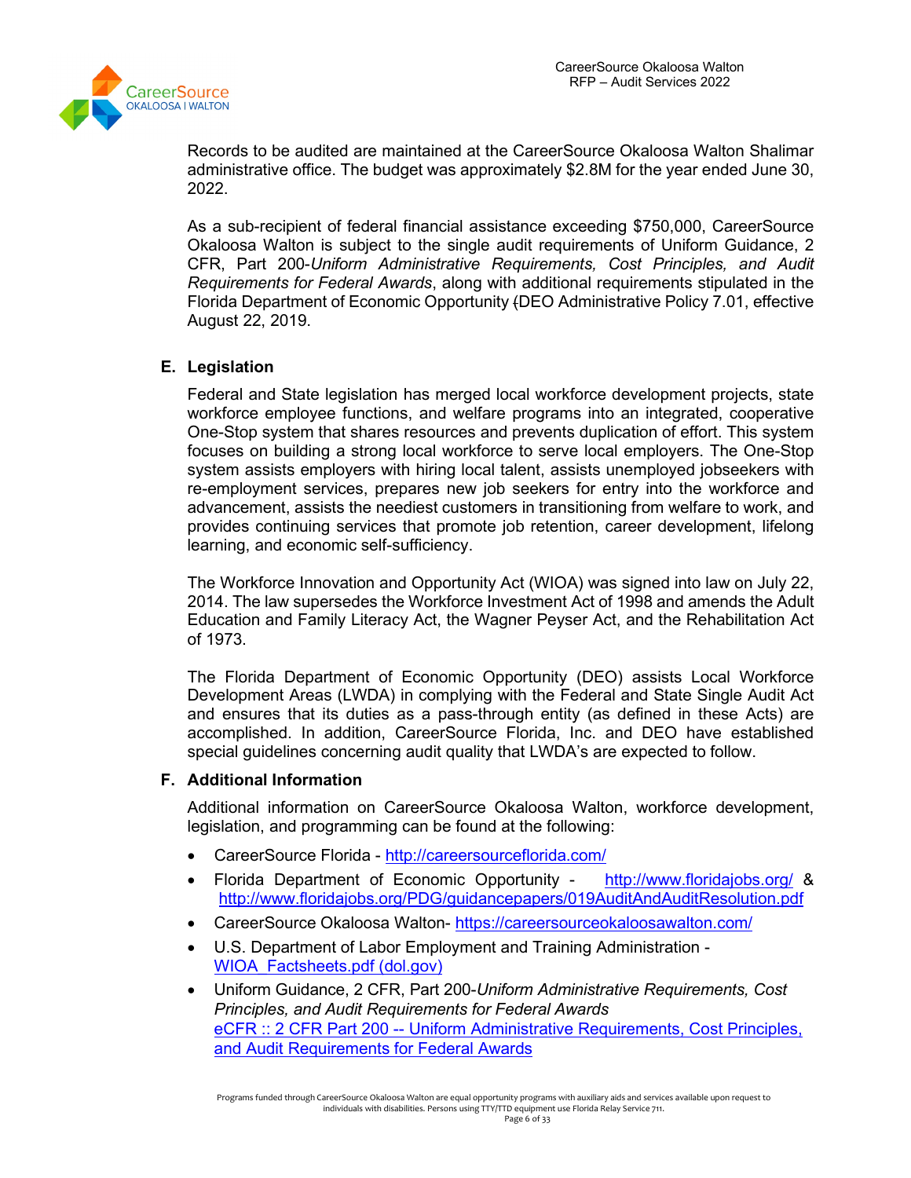Records to be audited are maintained at the CareerSource Okaloosa Walton Shalimar administrative office. The budget was approximately $2.8M for the year ended June 30, 2022.

As a sub-recipient of federal financial assistance exceeding $750,000, CareerSource Okaloosa Walton is subject to the single audit requirements of Uniform Guidance, 2 CFR, Part 200-*Uniform Administrative Requirements, Cost Principles, and Audit Requirements for Federal Awards*, along with additional requirements stipulated in the Florida Department of Economic Opportunity (DEO Administrative Policy 7.01, effective August 22, 2019.

## E. Legislation

Federal and State legislation has merged local workforce development projects, state workforce employee functions, and welfare programs into an integrated, cooperative One-Stop system that shares resources and prevents duplication of effort. This system focuses on building a strong local workforce to serve local employers. The One-Stop system assists employers with hiring local talent, assists unemployed jobseekers with re-employment services, prepares new job seekers for entry into the workforce and advancement, assists the neediest customers in transitioning from welfare to work, and provides continuing services that promote job retention, career development, lifelong learning, and economic self-sufficiency.

The Workforce Innovation and Opportunity Act (WIOA) was signed into law on July 22, 2014. The law supersedes the Workforce Investment Act of 1998 and amends the Adult Education and Family Literacy Act, the Wagner Peyser Act, and the Rehabilitation Act of 1973.

The Florida Department of Economic Opportunity (DEO) assists Local Workforce Development Areas (LWDA) in complying with the Federal and State Single Audit Act and ensures that its duties as a pass-through entity (as defined in these Acts) are accomplished. In addition, CareerSource Florida, Inc. and DEO have established special guidelines concerning audit quality that LWDA's are expected to follow.

## F. Additional Information

Additional information on CareerSource Okaloosa Walton, workforce development, legislation, and programming can be found at the following:

- CareerSource Florida - http://careersourceflorida.com/
- Florida Department of Economic Opportunity - http://www.floridajobs.org/ & http://www.floridajobs.org/PDG/guidancepapers/019AuditAndAuditResolution.pdf
- CareerSource Okaloosa Walton- https://careersourceokaloosawalton.com/
- U.S. Department of Labor Employment and Training Administration - WIOA_Factsheets.pdf (dol.gov)
- Uniform Guidance, 2 CFR, Part 200-*Uniform Administrative Requirements, Cost Principles, and Audit Requirements for Federal Awards*
  eCFR :: 2 CFR Part 200 -- Uniform Administrative Requirements, Cost Principles, and Audit Requirements for Federal Awards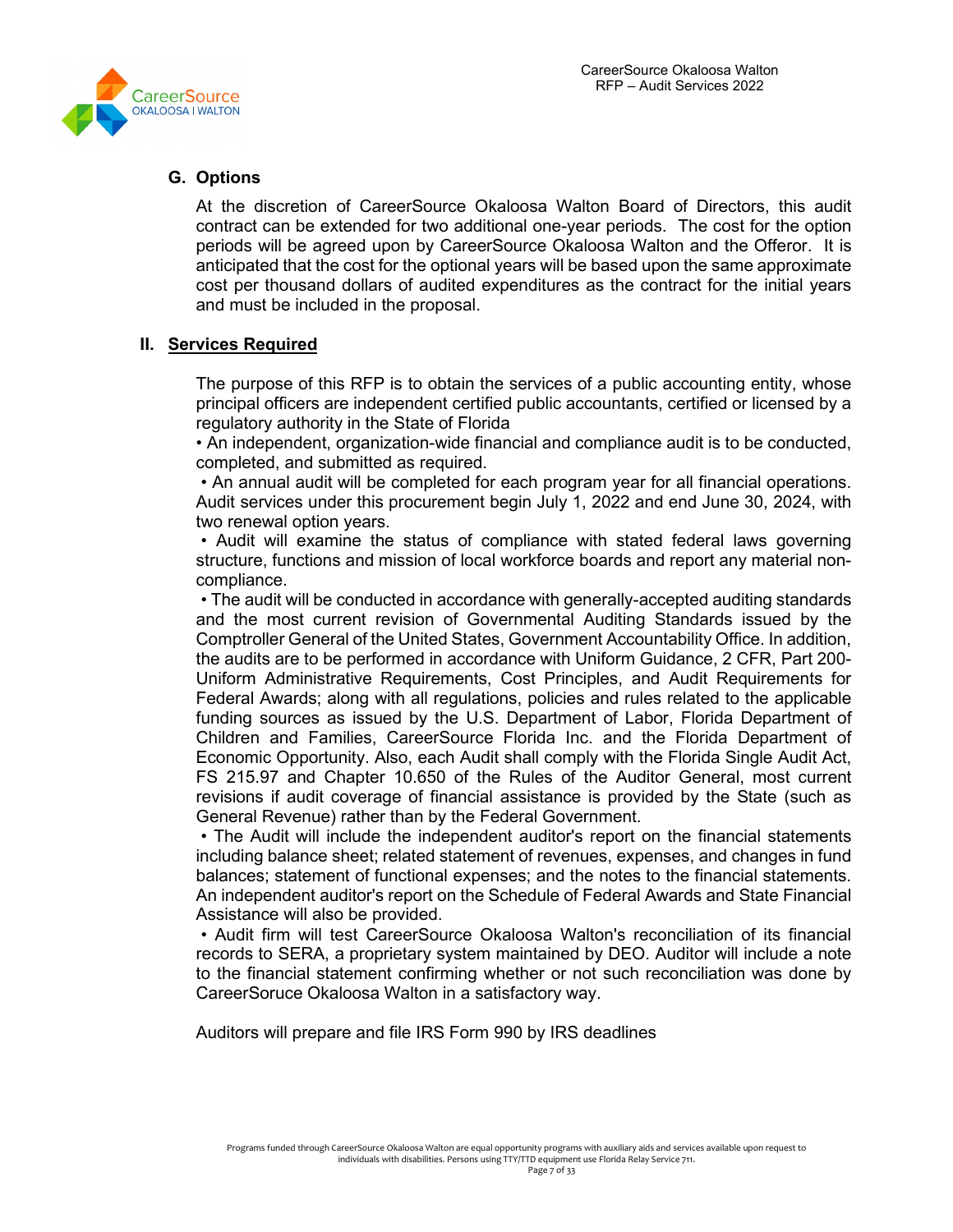### G. Options

At the discretion of CareerSource Okaloosa Walton Board of Directors, this audit contract can be extended for two additional one-year periods. The cost for the option periods will be agreed upon by CareerSource Okaloosa Walton and the Offeror. It is anticipated that the cost for the optional years will be based upon the same approximate cost per thousand dollars of audited expenditures as the contract for the initial years and must be included in the proposal.

## II. Services Required

The purpose of this RFP is to obtain the services of a public accounting entity, whose principal officers are independent certified public accountants, certified or licensed by a regulatory authority in the State of Florida

• An independent, organization-wide financial and compliance audit is to be conducted, completed, and submitted as required.

• An annual audit will be completed for each program year for all financial operations. Audit services under this procurement begin July 1, 2022 and end June 30, 2024, with two renewal option years.

• Audit will examine the status of compliance with stated federal laws governing structure, functions and mission of local workforce boards and report any material non-compliance.

• The audit will be conducted in accordance with generally-accepted auditing standards and the most current revision of Governmental Auditing Standards issued by the Comptroller General of the United States, Government Accountability Office. In addition, the audits are to be performed in accordance with Uniform Guidance, 2 CFR, Part 200- Uniform Administrative Requirements, Cost Principles, and Audit Requirements for Federal Awards; along with all regulations, policies and rules related to the applicable funding sources as issued by the U.S. Department of Labor, Florida Department of Children and Families, CareerSource Florida Inc. and the Florida Department of Economic Opportunity. Also, each Audit shall comply with the Florida Single Audit Act, FS 215.97 and Chapter 10.650 of the Rules of the Auditor General, most current revisions if audit coverage of financial assistance is provided by the State (such as General Revenue) rather than by the Federal Government.

• The Audit will include the independent auditor's report on the financial statements including balance sheet; related statement of revenues, expenses, and changes in fund balances; statement of functional expenses; and the notes to the financial statements. An independent auditor's report on the Schedule of Federal Awards and State Financial Assistance will also be provided.

• Audit firm will test CareerSource Okaloosa Walton's reconciliation of its financial records to SERA, a proprietary system maintained by DEO. Auditor will include a note to the financial statement confirming whether or not such reconciliation was done by CareerSoruce Okaloosa Walton in a satisfactory way.

Auditors will prepare and file IRS Form 990 by IRS deadlines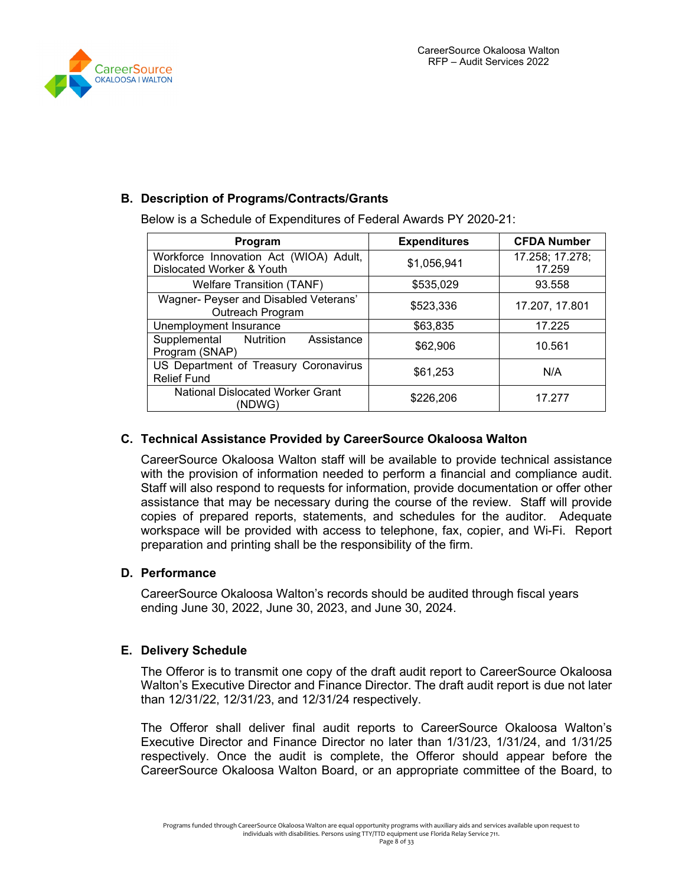## B. Description of Programs/Contracts/Grants

Below is a Schedule of Expenditures of Federal Awards PY 2020-21:

| Program | Expenditures | CFDA Number |
|---|---|---|
| Workforce Innovation Act (WIOA) Adult, Dislocated Worker & Youth | $1,056,941 | 17.258; 17.278; 17.259 |
| Welfare Transition (TANF) | $535,029 | 93.558 |
| Wagner- Peyser and Disabled Veterans' Outreach Program | $523,336 | 17.207, 17.801 |
| Unemployment Insurance | $63,835 | 17.225 |
| Supplemental Nutrition Assistance Program (SNAP) | $62,906 | 10.561 |
| US Department of Treasury Coronavirus Relief Fund | $61,253 | N/A |
| National Dislocated Worker Grant (NDWG) | $226,206 | 17.277 |

## C. Technical Assistance Provided by CareerSource Okaloosa Walton

CareerSource Okaloosa Walton staff will be available to provide technical assistance with the provision of information needed to perform a financial and compliance audit. Staff will also respond to requests for information, provide documentation or offer other assistance that may be necessary during the course of the review. Staff will provide copies of prepared reports, statements, and schedules for the auditor. Adequate workspace will be provided with access to telephone, fax, copier, and Wi-Fi. Report preparation and printing shall be the responsibility of the firm.

## D. Performance

CareerSource Okaloosa Walton's records should be audited through fiscal years ending June 30, 2022, June 30, 2023, and June 30, 2024.

## E. Delivery Schedule

The Offeror is to transmit one copy of the draft audit report to CareerSource Okaloosa Walton's Executive Director and Finance Director. The draft audit report is due not later than 12/31/22, 12/31/23, and 12/31/24 respectively.

The Offeror shall deliver final audit reports to CareerSource Okaloosa Walton's Executive Director and Finance Director no later than 1/31/23, 1/31/24, and 1/31/25 respectively. Once the audit is complete, the Offeror should appear before the CareerSource Okaloosa Walton Board, or an appropriate committee of the Board, to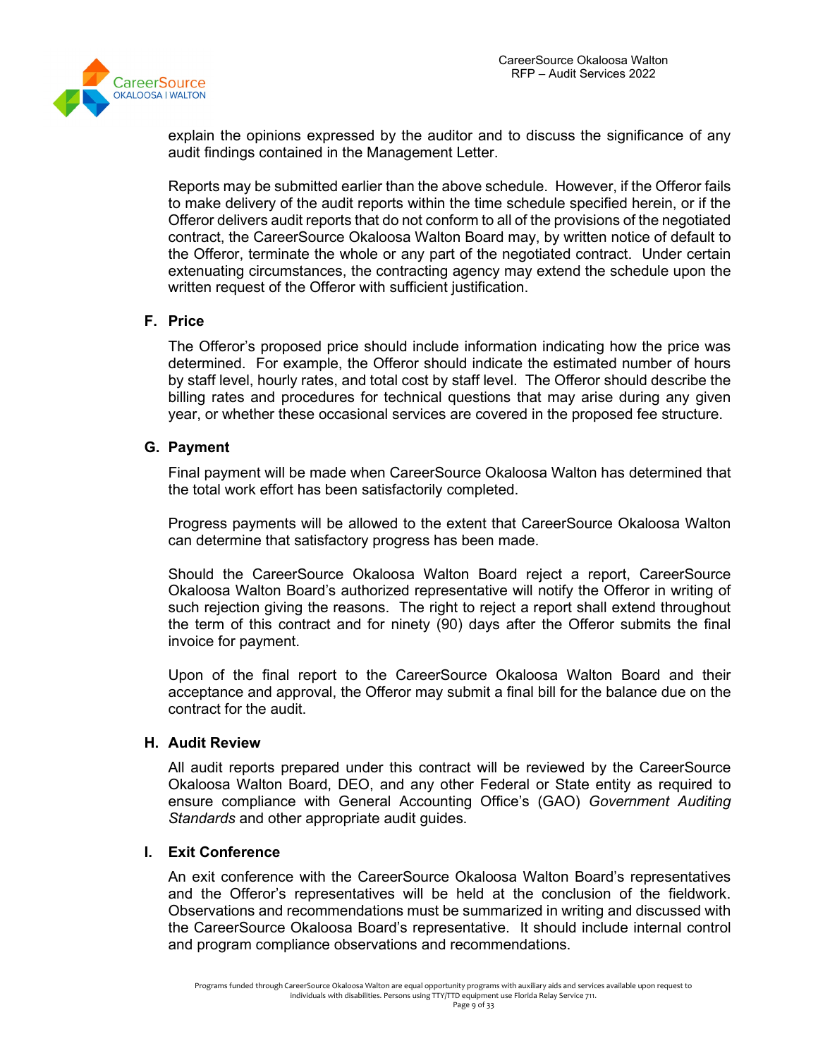explain the opinions expressed by the auditor and to discuss the significance of any audit findings contained in the Management Letter.

Reports may be submitted earlier than the above schedule. However, if the Offeror fails to make delivery of the audit reports within the time schedule specified herein, or if the Offeror delivers audit reports that do not conform to all of the provisions of the negotiated contract, the CareerSource Okaloosa Walton Board may, by written notice of default to the Offeror, terminate the whole or any part of the negotiated contract. Under certain extenuating circumstances, the contracting agency may extend the schedule upon the written request of the Offeror with sufficient justification.

### F. Price

The Offeror's proposed price should include information indicating how the price was determined. For example, the Offeror should indicate the estimated number of hours by staff level, hourly rates, and total cost by staff level. The Offeror should describe the billing rates and procedures for technical questions that may arise during any given year, or whether these occasional services are covered in the proposed fee structure.

### G. Payment

Final payment will be made when CareerSource Okaloosa Walton has determined that the total work effort has been satisfactorily completed.

Progress payments will be allowed to the extent that CareerSource Okaloosa Walton can determine that satisfactory progress has been made.

Should the CareerSource Okaloosa Walton Board reject a report, CareerSource Okaloosa Walton Board's authorized representative will notify the Offeror in writing of such rejection giving the reasons. The right to reject a report shall extend throughout the term of this contract and for ninety (90) days after the Offeror submits the final invoice for payment.

Upon of the final report to the CareerSource Okaloosa Walton Board and their acceptance and approval, the Offeror may submit a final bill for the balance due on the contract for the audit.

### H. Audit Review

All audit reports prepared under this contract will be reviewed by the CareerSource Okaloosa Walton Board, DEO, and any other Federal or State entity as required to ensure compliance with General Accounting Office's (GAO) *Government Auditing Standards* and other appropriate audit guides.

### I. Exit Conference

An exit conference with the CareerSource Okaloosa Walton Board's representatives and the Offeror's representatives will be held at the conclusion of the fieldwork. Observations and recommendations must be summarized in writing and discussed with the CareerSource Okaloosa Board's representative. It should include internal control and program compliance observations and recommendations.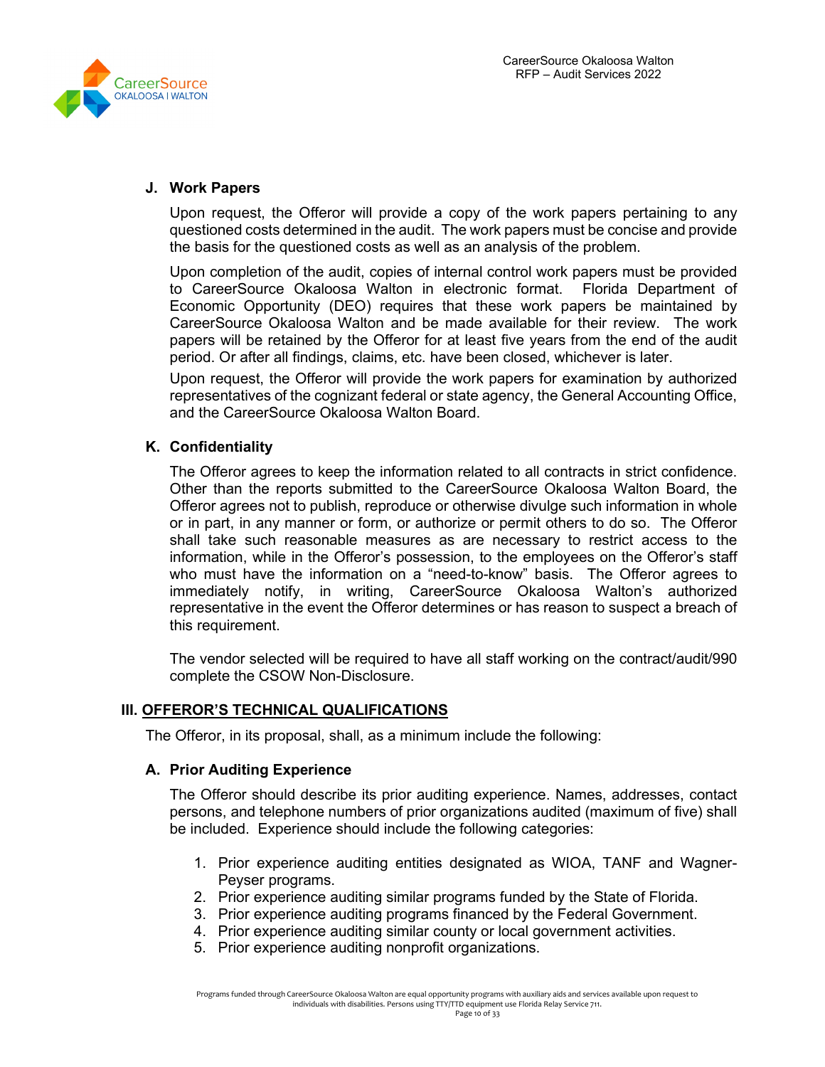### J. Work Papers

Upon request, the Offeror will provide a copy of the work papers pertaining to any questioned costs determined in the audit. The work papers must be concise and provide the basis for the questioned costs as well as an analysis of the problem.

Upon completion of the audit, copies of internal control work papers must be provided to CareerSource Okaloosa Walton in electronic format. Florida Department of Economic Opportunity (DEO) requires that these work papers be maintained by CareerSource Okaloosa Walton and be made available for their review. The work papers will be retained by the Offeror for at least five years from the end of the audit period. Or after all findings, claims, etc. have been closed, whichever is later.

Upon request, the Offeror will provide the work papers for examination by authorized representatives of the cognizant federal or state agency, the General Accounting Office, and the CareerSource Okaloosa Walton Board.

### K. Confidentiality

The Offeror agrees to keep the information related to all contracts in strict confidence. Other than the reports submitted to the CareerSource Okaloosa Walton Board, the Offeror agrees not to publish, reproduce or otherwise divulge such information in whole or in part, in any manner or form, or authorize or permit others to do so. The Offeror shall take such reasonable measures as are necessary to restrict access to the information, while in the Offeror's possession, to the employees on the Offeror's staff who must have the information on a "need-to-know" basis. The Offeror agrees to immediately notify, in writing, CareerSource Okaloosa Walton's authorized representative in the event the Offeror determines or has reason to suspect a breach of this requirement.

The vendor selected will be required to have all staff working on the contract/audit/990 complete the CSOW Non-Disclosure.

## III. OFFEROR'S TECHNICAL QUALIFICATIONS

The Offeror, in its proposal, shall, as a minimum include the following:

### A. Prior Auditing Experience

The Offeror should describe its prior auditing experience. Names, addresses, contact persons, and telephone numbers of prior organizations audited (maximum of five) shall be included. Experience should include the following categories:

1. Prior experience auditing entities designated as WIOA, TANF and Wagner-Peyser programs.
2. Prior experience auditing similar programs funded by the State of Florida.
3. Prior experience auditing programs financed by the Federal Government.
4. Prior experience auditing similar county or local government activities.
5. Prior experience auditing nonprofit organizations.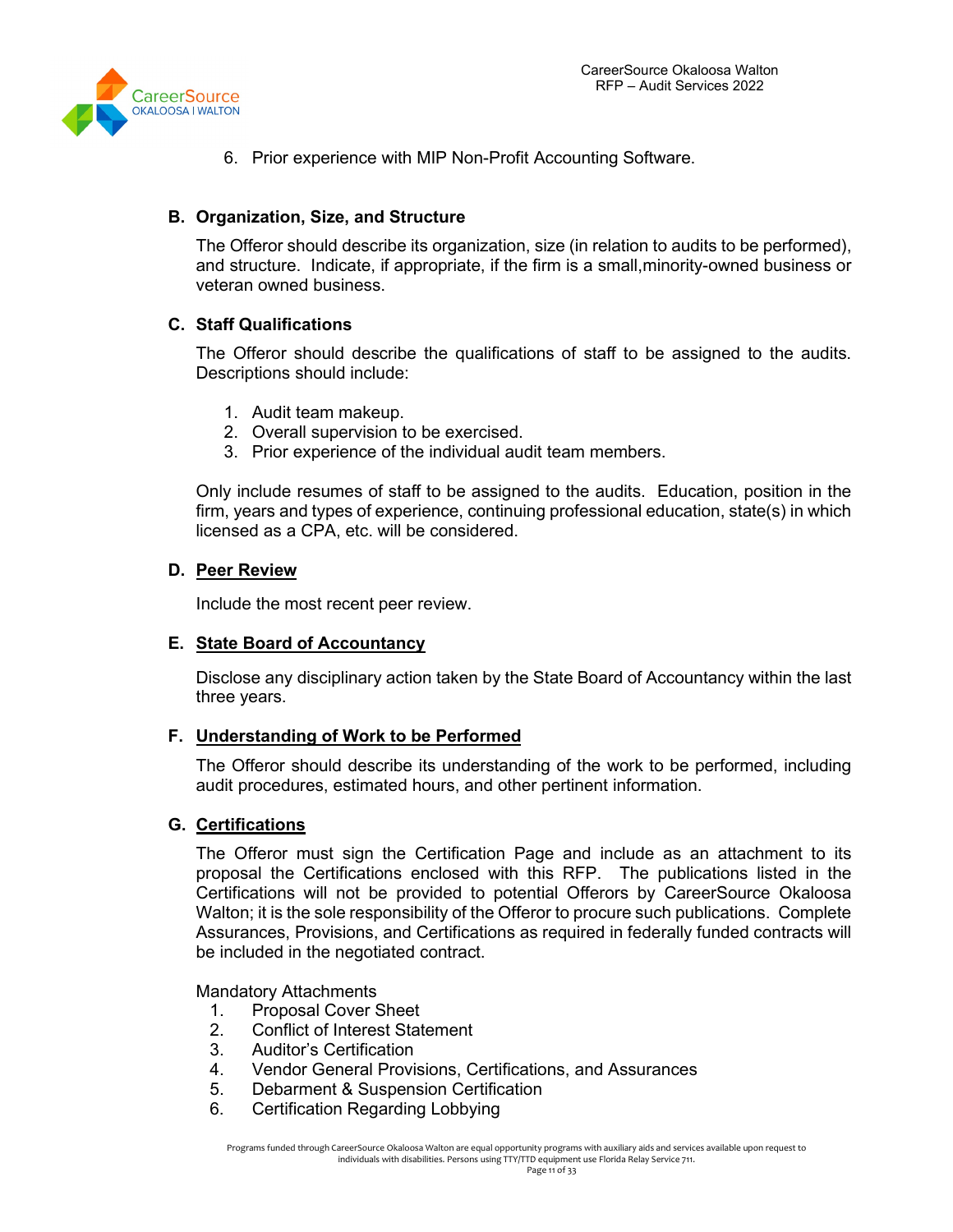6. Prior experience with MIP Non-Profit Accounting Software.

### B. Organization, Size, and Structure

The Offeror should describe its organization, size (in relation to audits to be performed), and structure. Indicate, if appropriate, if the firm is a small,minority-owned business or veteran owned business.

### C. Staff Qualifications

The Offeror should describe the qualifications of staff to be assigned to the audits. Descriptions should include:

1. Audit team makeup.
2. Overall supervision to be exercised.
3. Prior experience of the individual audit team members.

Only include resumes of staff to be assigned to the audits. Education, position in the firm, years and types of experience, continuing professional education, state(s) in which licensed as a CPA, etc. will be considered.

### D. Peer Review

Include the most recent peer review.

### E. State Board of Accountancy

Disclose any disciplinary action taken by the State Board of Accountancy within the last three years.

### F. Understanding of Work to be Performed

The Offeror should describe its understanding of the work to be performed, including audit procedures, estimated hours, and other pertinent information.

### G. Certifications

The Offeror must sign the Certification Page and include as an attachment to its proposal the Certifications enclosed with this RFP. The publications listed in the Certifications will not be provided to potential Offerors by CareerSource Okaloosa Walton; it is the sole responsibility of the Offeror to procure such publications. Complete Assurances, Provisions, and Certifications as required in federally funded contracts will be included in the negotiated contract.

Mandatory Attachments

1. Proposal Cover Sheet
2. Conflict of Interest Statement
3. Auditor's Certification
4. Vendor General Provisions, Certifications, and Assurances
5. Debarment & Suspension Certification
6. Certification Regarding Lobbying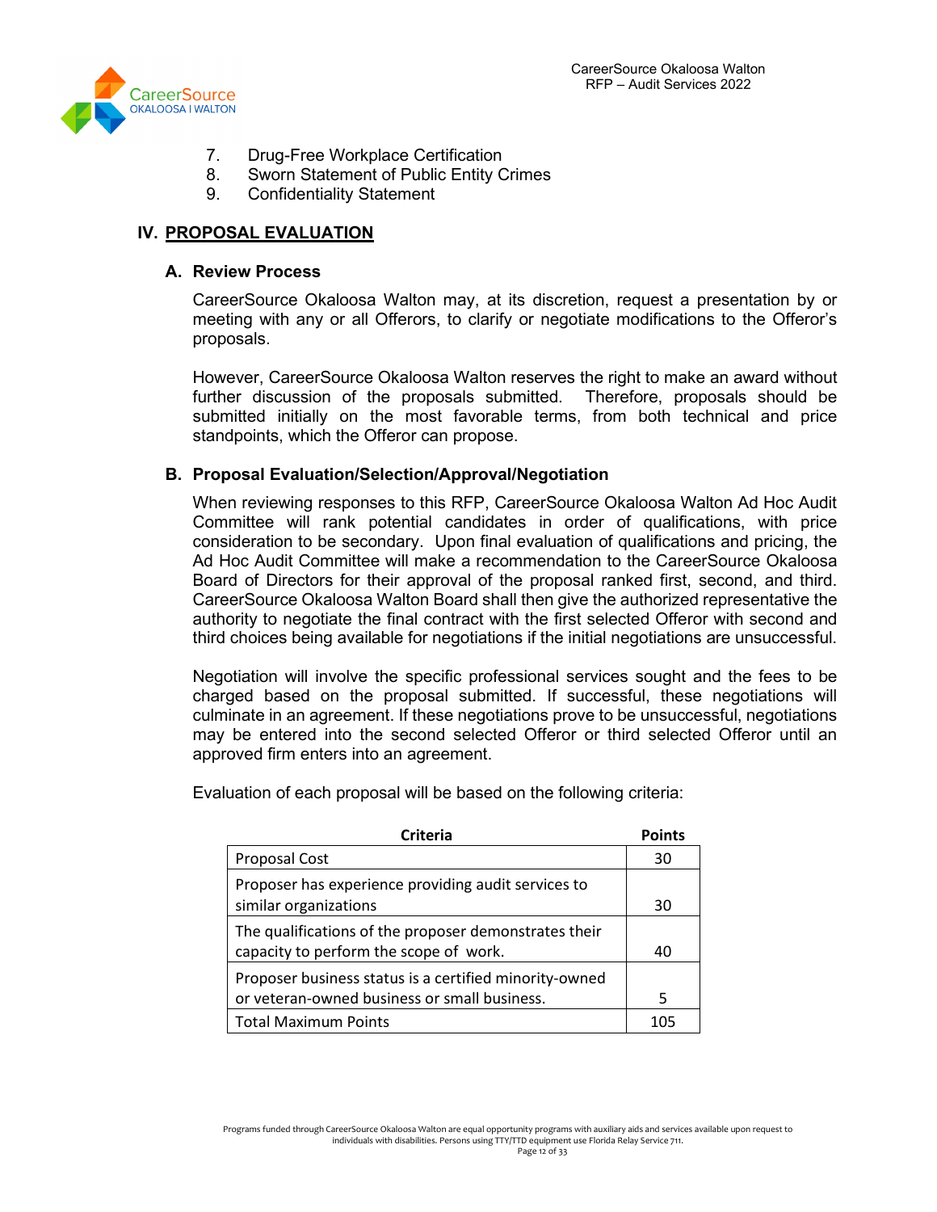7. Drug-Free Workplace Certification
8. Sworn Statement of Public Entity Crimes
9. Confidentiality Statement

## IV. PROPOSAL EVALUATION

### A. Review Process

CareerSource Okaloosa Walton may, at its discretion, request a presentation by or meeting with any or all Offerors, to clarify or negotiate modifications to the Offeror's proposals.

However, CareerSource Okaloosa Walton reserves the right to make an award without further discussion of the proposals submitted. Therefore, proposals should be submitted initially on the most favorable terms, from both technical and price standpoints, which the Offeror can propose.

### B. Proposal Evaluation/Selection/Approval/Negotiation

When reviewing responses to this RFP, CareerSource Okaloosa Walton Ad Hoc Audit Committee will rank potential candidates in order of qualifications, with price consideration to be secondary. Upon final evaluation of qualifications and pricing, the Ad Hoc Audit Committee will make a recommendation to the CareerSource Okaloosa Board of Directors for their approval of the proposal ranked first, second, and third. CareerSource Okaloosa Walton Board shall then give the authorized representative the authority to negotiate the final contract with the first selected Offeror with second and third choices being available for negotiations if the initial negotiations are unsuccessful.

Negotiation will involve the specific professional services sought and the fees to be charged based on the proposal submitted. If successful, these negotiations will culminate in an agreement. If these negotiations prove to be unsuccessful, negotiations may be entered into the second selected Offeror or third selected Offeror until an approved firm enters into an agreement.

Evaluation of each proposal will be based on the following criteria:

| Criteria | Points |
|---|---|
| Proposal Cost | 30 |
| Proposer has experience providing audit services to similar organizations | 30 |
| The qualifications of the proposer demonstrates their capacity to perform the scope of work. | 40 |
| Proposer business status is a certified minority-owned or veteran-owned business or small business. | 5 |
| Total Maximum Points | 105 |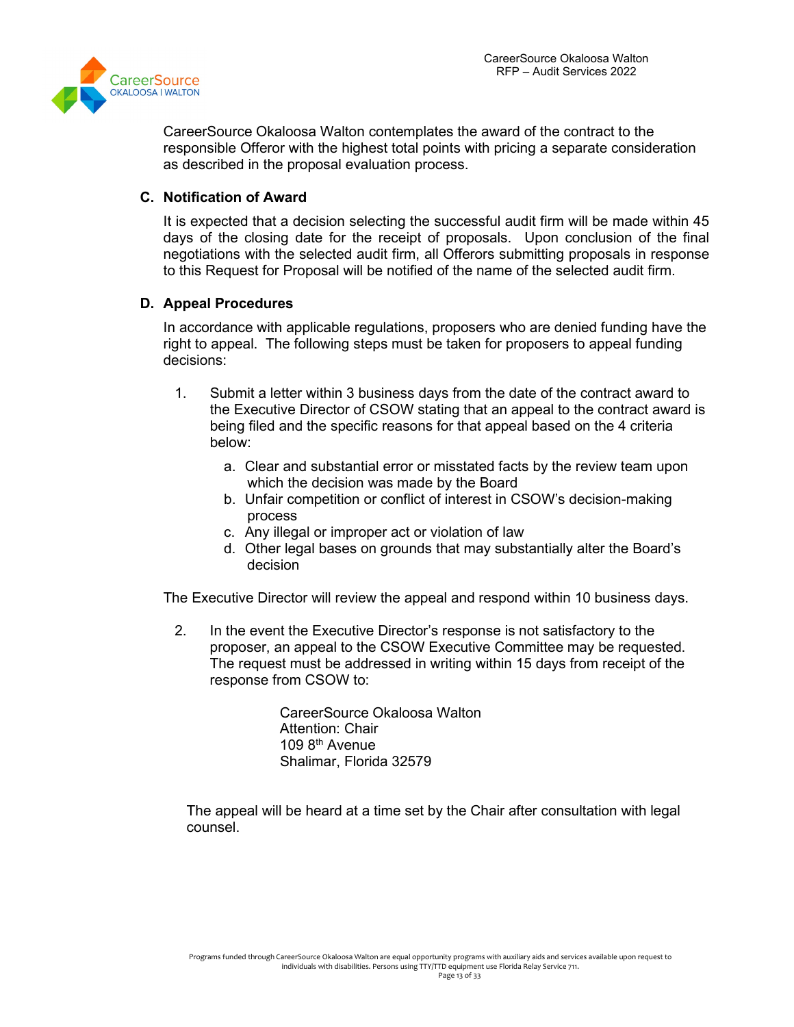CareerSource Okaloosa Walton contemplates the award of the contract to the responsible Offeror with the highest total points with pricing a separate consideration as described in the proposal evaluation process.

### C. Notification of Award

It is expected that a decision selecting the successful audit firm will be made within 45 days of the closing date for the receipt of proposals. Upon conclusion of the final negotiations with the selected audit firm, all Offerors submitting proposals in response to this Request for Proposal will be notified of the name of the selected audit firm.

### D. Appeal Procedures

In accordance with applicable regulations, proposers who are denied funding have the right to appeal. The following steps must be taken for proposers to appeal funding decisions:

1. Submit a letter within 3 business days from the date of the contract award to the Executive Director of CSOW stating that an appeal to the contract award is being filed and the specific reasons for that appeal based on the 4 criteria below:
   a. Clear and substantial error or misstated facts by the review team upon which the decision was made by the Board
   b. Unfair competition or conflict of interest in CSOW's decision-making process
   c. Any illegal or improper act or violation of law
   d. Other legal bases on grounds that may substantially alter the Board's decision

The Executive Director will review the appeal and respond within 10 business days.

2. In the event the Executive Director's response is not satisfactory to the proposer, an appeal to the CSOW Executive Committee may be requested. The request must be addressed in writing within 15 days from receipt of the response from CSOW to:

   CareerSource Okaloosa Walton
   Attention: Chair
   109 8th Avenue
   Shalimar, Florida 32579

The appeal will be heard at a time set by the Chair after consultation with legal counsel.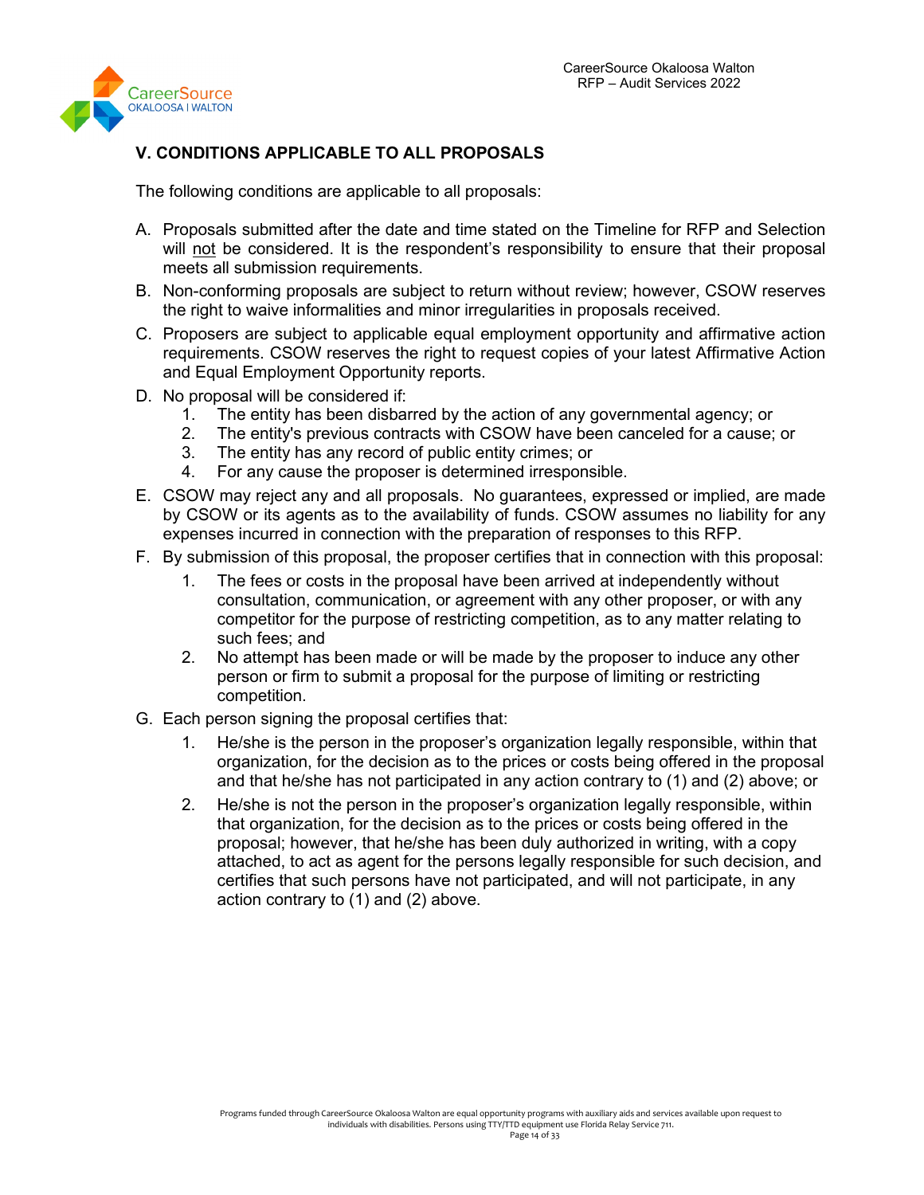## V. CONDITIONS APPLICABLE TO ALL PROPOSALS

The following conditions are applicable to all proposals:

A. Proposals submitted after the date and time stated on the Timeline for RFP and Selection will not be considered. It is the respondent's responsibility to ensure that their proposal meets all submission requirements.

B. Non-conforming proposals are subject to return without review; however, CSOW reserves the right to waive informalities and minor irregularities in proposals received.

C. Proposers are subject to applicable equal employment opportunity and affirmative action requirements. CSOW reserves the right to request copies of your latest Affirmative Action and Equal Employment Opportunity reports.

D. No proposal will be considered if:
   1. The entity has been disbarred by the action of any governmental agency; or
   2. The entity's previous contracts with CSOW have been canceled for a cause; or
   3. The entity has any record of public entity crimes; or
   4. For any cause the proposer is determined irresponsible.

E. CSOW may reject any and all proposals. No guarantees, expressed or implied, are made by CSOW or its agents as to the availability of funds. CSOW assumes no liability for any expenses incurred in connection with the preparation of responses to this RFP.

F. By submission of this proposal, the proposer certifies that in connection with this proposal:
   1. The fees or costs in the proposal have been arrived at independently without consultation, communication, or agreement with any other proposer, or with any competitor for the purpose of restricting competition, as to any matter relating to such fees; and
   2. No attempt has been made or will be made by the proposer to induce any other person or firm to submit a proposal for the purpose of limiting or restricting competition.

G. Each person signing the proposal certifies that:
   1. He/she is the person in the proposer's organization legally responsible, within that organization, for the decision as to the prices or costs being offered in the proposal and that he/she has not participated in any action contrary to (1) and (2) above; or
   2. He/she is not the person in the proposer's organization legally responsible, within that organization, for the decision as to the prices or costs being offered in the proposal; however, that he/she has been duly authorized in writing, with a copy attached, to act as agent for the persons legally responsible for such decision, and certifies that such persons have not participated, and will not participate, in any action contrary to (1) and (2) above.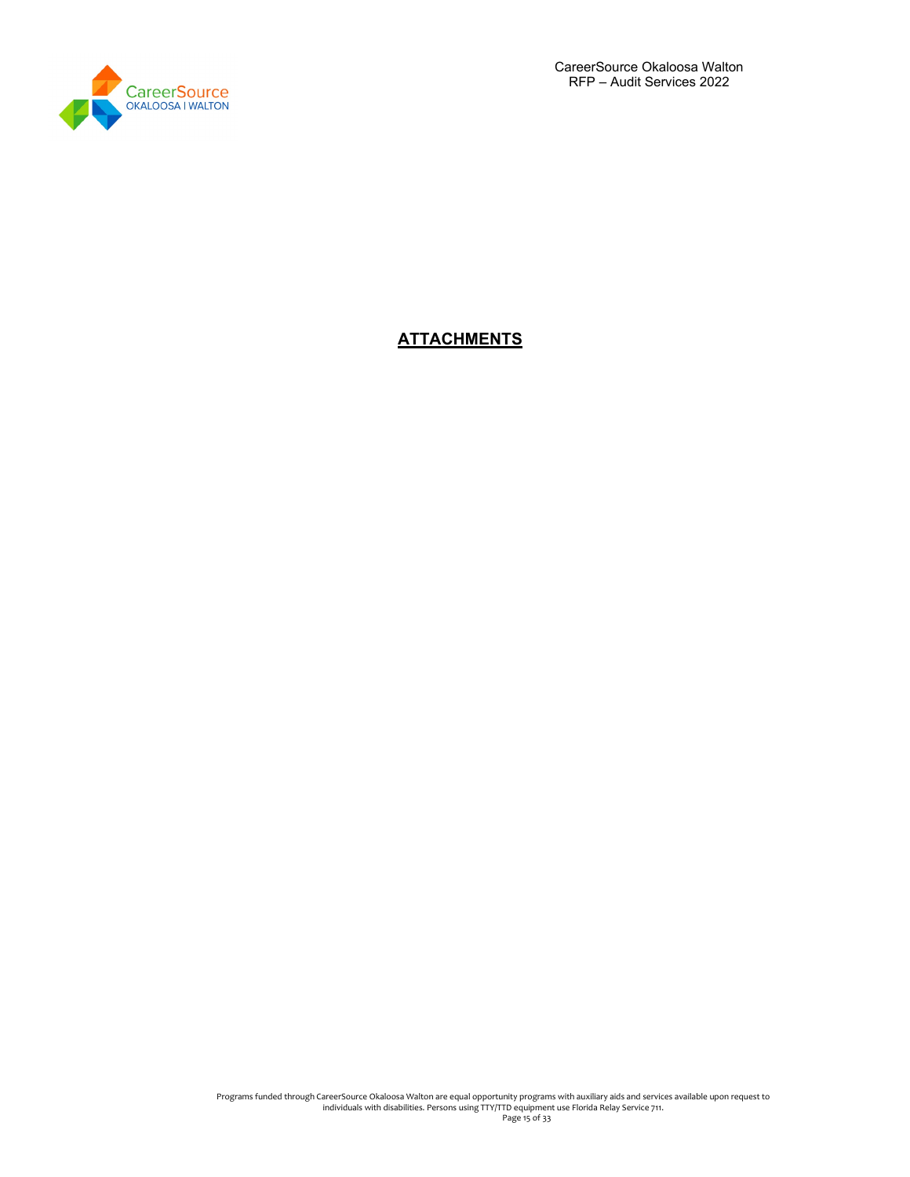# **ATTACHMENTS**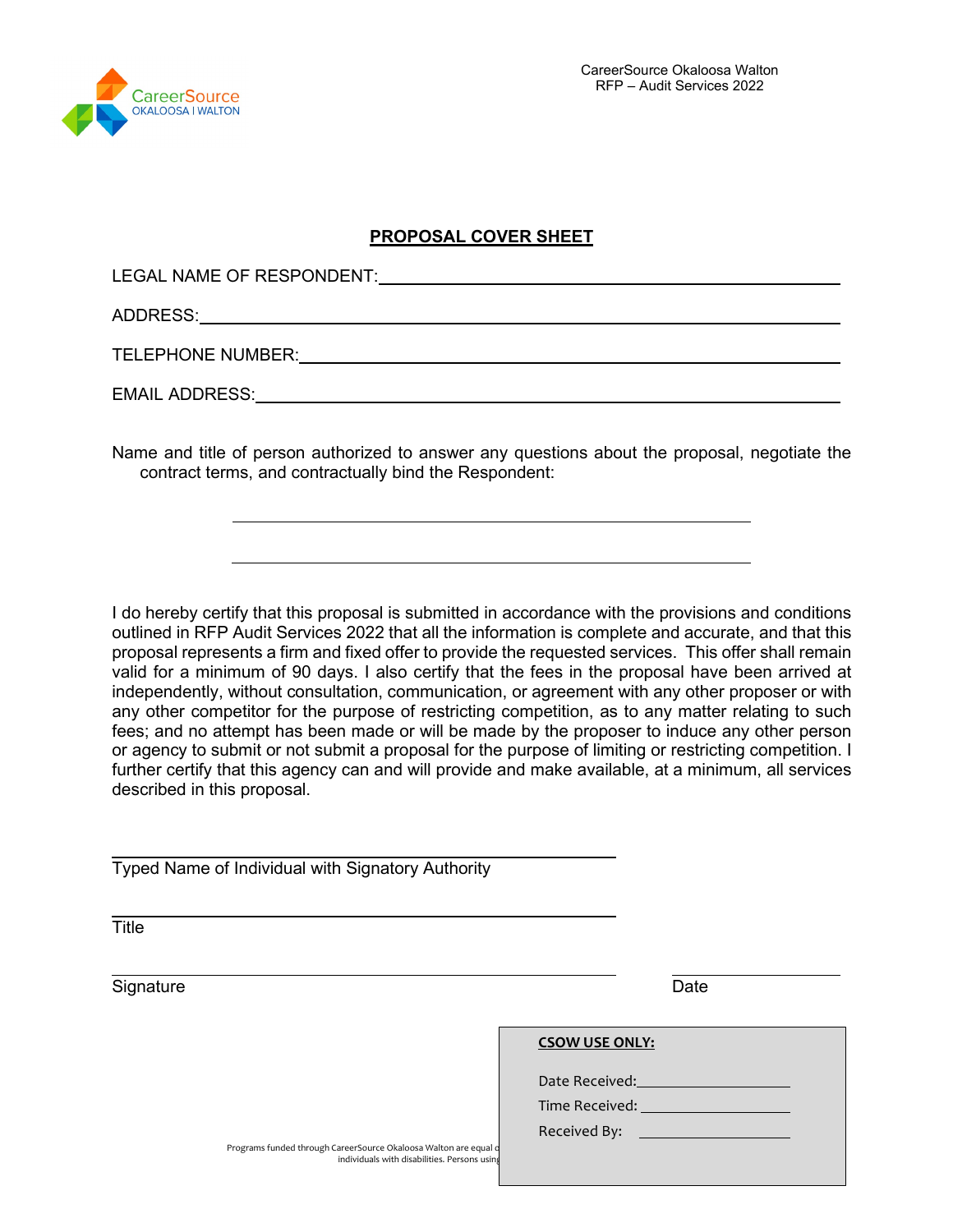## PROPOSAL COVER SHEET

LEGAL NAME OF RESPONDENT: ______________________________

ADDRESS: ______________________________

TELEPHONE NUMBER: ______________________________

EMAIL ADDRESS: ______________________________

Name and title of person authorized to answer any questions about the proposal, negotiate the contract terms, and contractually bind the Respondent:

______________________________

______________________________

I do hereby certify that this proposal is submitted in accordance with the provisions and conditions outlined in RFP Audit Services 2022 that all the information is complete and accurate, and that this proposal represents a firm and fixed offer to provide the requested services. This offer shall remain valid for a minimum of 90 days. I also certify that the fees in the proposal have been arrived at independently, without consultation, communication, or agreement with any other proposer or with any other competitor for the purpose of restricting competition, as to any matter relating to such fees; and no attempt has been made or will be made by the proposer to induce any other person or agency to submit or not submit a proposal for the purpose of limiting or restricting competition. I further certify that this agency can and will provide and make available, at a minimum, all services described in this proposal.

______________________________
Typed Name of Individual with Signatory Authority

______________________________
Title

______________________________ ______________
Signature Date

**CSOW USE ONLY:**

Date Received: ______________

Time Received: ______________

Received By: ______________

Programs funded through CareerSource Okaloosa Walton are equal o... individuals with disabilities. Persons using...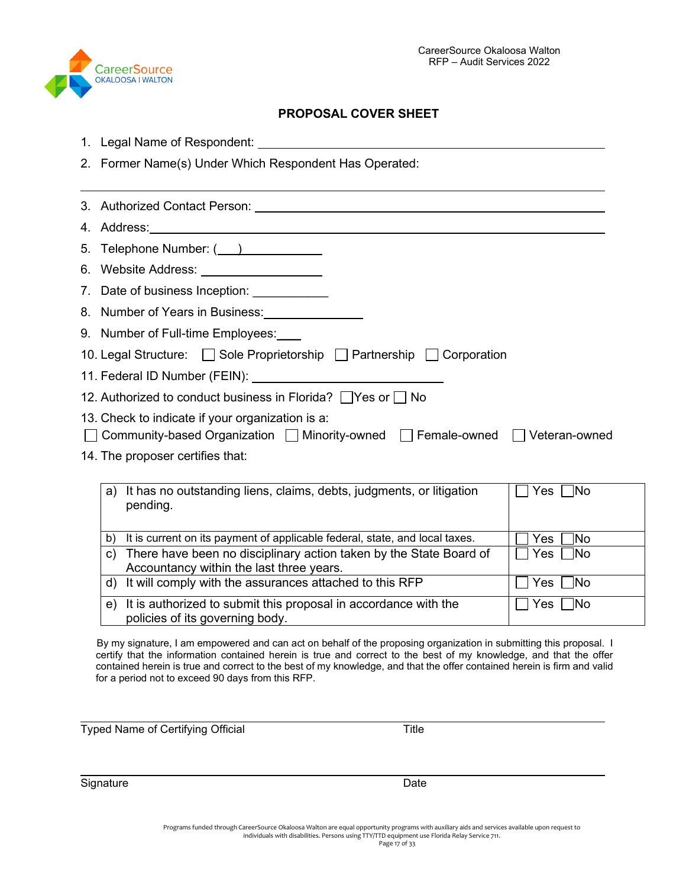## PROPOSAL COVER SHEET

1. Legal Name of Respondent: ______________________________
2. Former Name(s) Under Which Respondent Has Operated:

______________________________

3. Authorized Contact Person: ______________________________
4. Address: ______________________________
5. Telephone Number: (___) __________
6. Website Address: __________
7. Date of business Inception: __________
8. Number of Years in Business: __________
9. Number of Full-time Employees: ____
10. Legal Structure: ☐ Sole Proprietorship ☐ Partnership ☐ Corporation
11. Federal ID Number (FEIN): ______________________________
12. Authorized to conduct business in Florida? ☐ Yes or ☐ No
13. Check to indicate if your organization is a:

☐ Community-based Organization ☐ Minority-owned ☐ Female-owned ☐ Veteran-owned

14. The proposer certifies that:

| | |
|---|---|
| a) It has no outstanding liens, claims, debts, judgments, or litigation pending. | ☐ Yes ☐ No |
| b) It is current on its payment of applicable federal, state, and local taxes. | ☐ Yes ☐ No |
| c) There have been no disciplinary action taken by the State Board of Accountancy within the last three years. | ☐ Yes ☐ No |
| d) It will comply with the assurances attached to this RFP | ☐ Yes ☐ No |
| e) It is authorized to submit this proposal in accordance with the policies of its governing body. | ☐ Yes ☐ No |

By my signature, I am empowered and can act on behalf of the proposing organization in submitting this proposal. I certify that the information contained herein is true and correct to the best of my knowledge, and that the offer contained herein is true and correct to the best of my knowledge, and that the offer contained herein is firm and valid for a period not to exceed 90 days from this RFP.

______________________________

Typed Name of Certifying Official Title

______________________________

Signature Date

Programs funded through CareerSource Okaloosa Walton are equal opportunity programs with auxiliary aids and services available upon request to individuals with disabilities. Persons using TTY/TTD equipment use Florida Relay Service 711.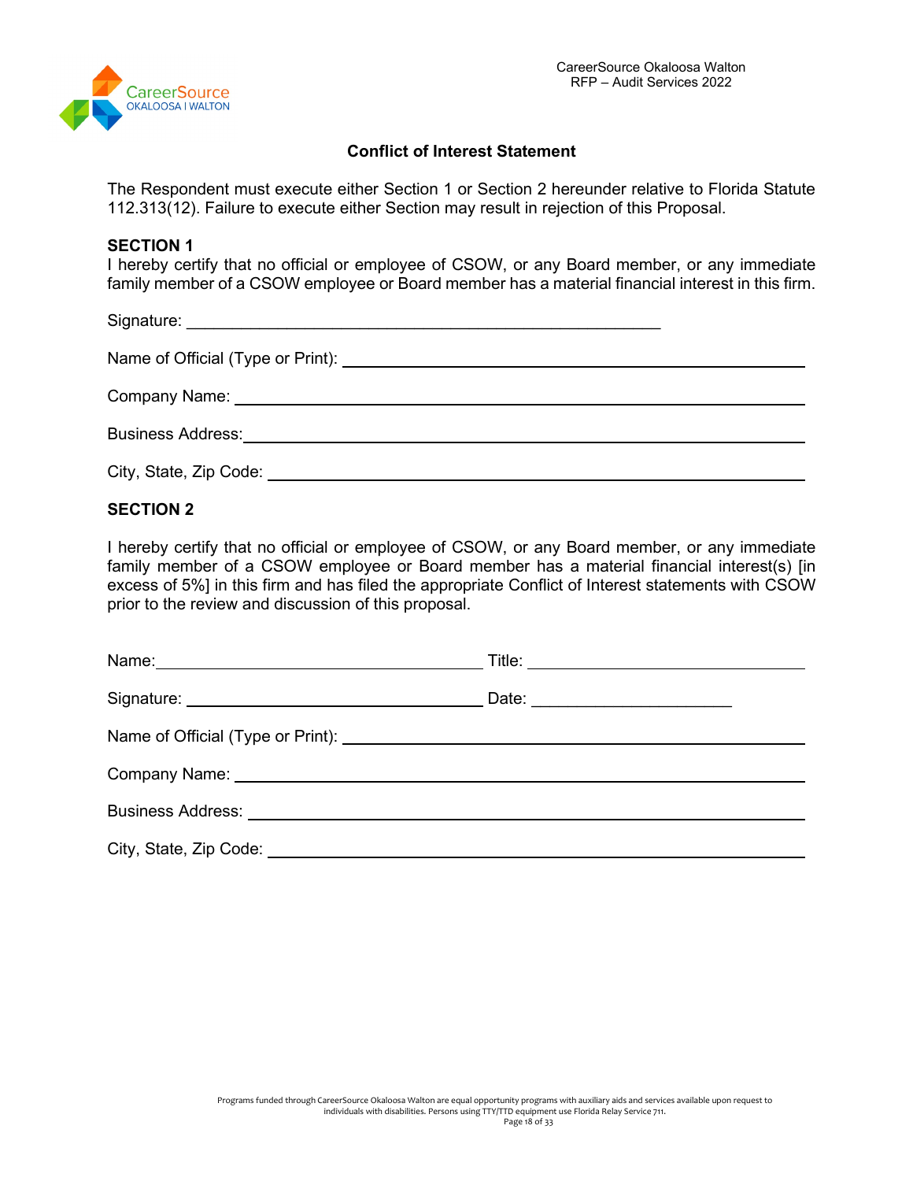## Conflict of Interest Statement

The Respondent must execute either Section 1 or Section 2 hereunder relative to Florida Statute 112.313(12). Failure to execute either Section may result in rejection of this Proposal.

### SECTION 1

I hereby certify that no official or employee of CSOW, or any Board member, or any immediate family member of a CSOW employee or Board member has a material financial interest in this firm.

Signature: ______________________________________________

Name of Official (Type or Print): ______________________________________________

Company Name: ______________________________________________

Business Address: ______________________________________________

City, State, Zip Code: ______________________________________________

### SECTION 2

I hereby certify that no official or employee of CSOW, or any Board member, or any immediate family member of a CSOW employee or Board member has a material financial interest(s) [in excess of 5%] in this firm and has filed the appropriate Conflict of Interest statements with CSOW prior to the review and discussion of this proposal.

Name: ______________________________ Title: ______________________________

Signature: ______________________________ Date: ____________________

Name of Official (Type or Print): ______________________________________________

Company Name: ______________________________________________

Business Address: ______________________________________________

City, State, Zip Code: ______________________________________________

Programs funded through CareerSource Okaloosa Walton are equal opportunity programs with auxiliary aids and services available upon request to individuals with disabilities. Persons using TTY/TTD equipment use Florida Relay Service 711.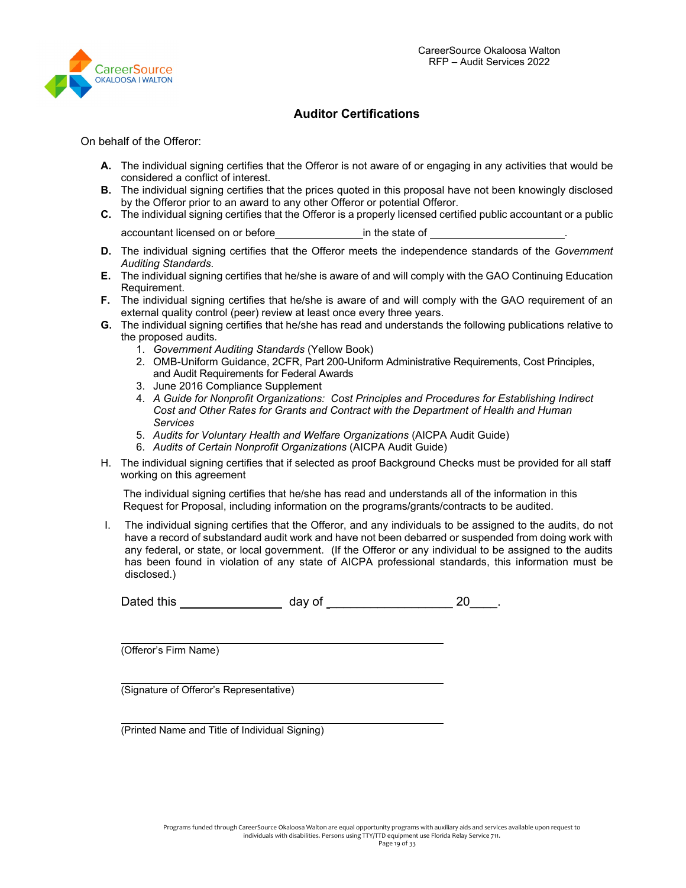## Auditor Certifications

On behalf of the Offeror:

- **A.** The individual signing certifies that the Offeror is not aware of or engaging in any activities that would be considered a conflict of interest.
- **B.** The individual signing certifies that the prices quoted in this proposal have not been knowingly disclosed by the Offeror prior to an award to any other Offeror or potential Offeror.
- **C.** The individual signing certifies that the Offeror is a properly licensed certified public accountant or a public accountant licensed on or before _______________ in the state of _______________________.
- **D.** The individual signing certifies that the Offeror meets the independence standards of the *Government Auditing Standards.*
- **E.** The individual signing certifies that he/she is aware of and will comply with the GAO Continuing Education Requirement.
- **F.** The individual signing certifies that he/she is aware of and will comply with the GAO requirement of an external quality control (peer) review at least once every three years.
- **G.** The individual signing certifies that he/she has read and understands the following publications relative to the proposed audits.
  1. *Government Auditing Standards* (Yellow Book)
  2. OMB-Uniform Guidance, 2CFR, Part 200-Uniform Administrative Requirements, Cost Principles, and Audit Requirements for Federal Awards
  3. June 2016 Compliance Supplement
  4. *A Guide for Nonprofit Organizations: Cost Principles and Procedures for Establishing Indirect Cost and Other Rates for Grants and Contract with the Department of Health and Human Services*
  5. *Audits for Voluntary Health and Welfare Organizations* (AICPA Audit Guide)
  6. *Audits of Certain Nonprofit Organizations* (AICPA Audit Guide)
- H. The individual signing certifies that if selected as proof Background Checks must be provided for all staff working on this agreement

  The individual signing certifies that he/she has read and understands all of the information in this Request for Proposal, including information on the programs/grants/contracts to be audited.

- I. The individual signing certifies that the Offeror, and any individuals to be assigned to the audits, do not have a record of substandard audit work and have not been debarred or suspended from doing work with any federal, or state, or local government. (If the Offeror or any individual to be assigned to the audits has been found in violation of any state of AICPA professional standards, this information must be disclosed.)

Dated this _______________ day of ___________________ 20____.

_____________________________________________
(Offeror's Firm Name)

_____________________________________________
(Signature of Offeror's Representative)

_____________________________________________
(Printed Name and Title of Individual Signing)

Programs funded through CareerSource Okaloosa Walton are equal opportunity programs with auxiliary aids and services available upon request to individuals with disabilities. Persons using TTY/TTD equipment use Florida Relay Service 711.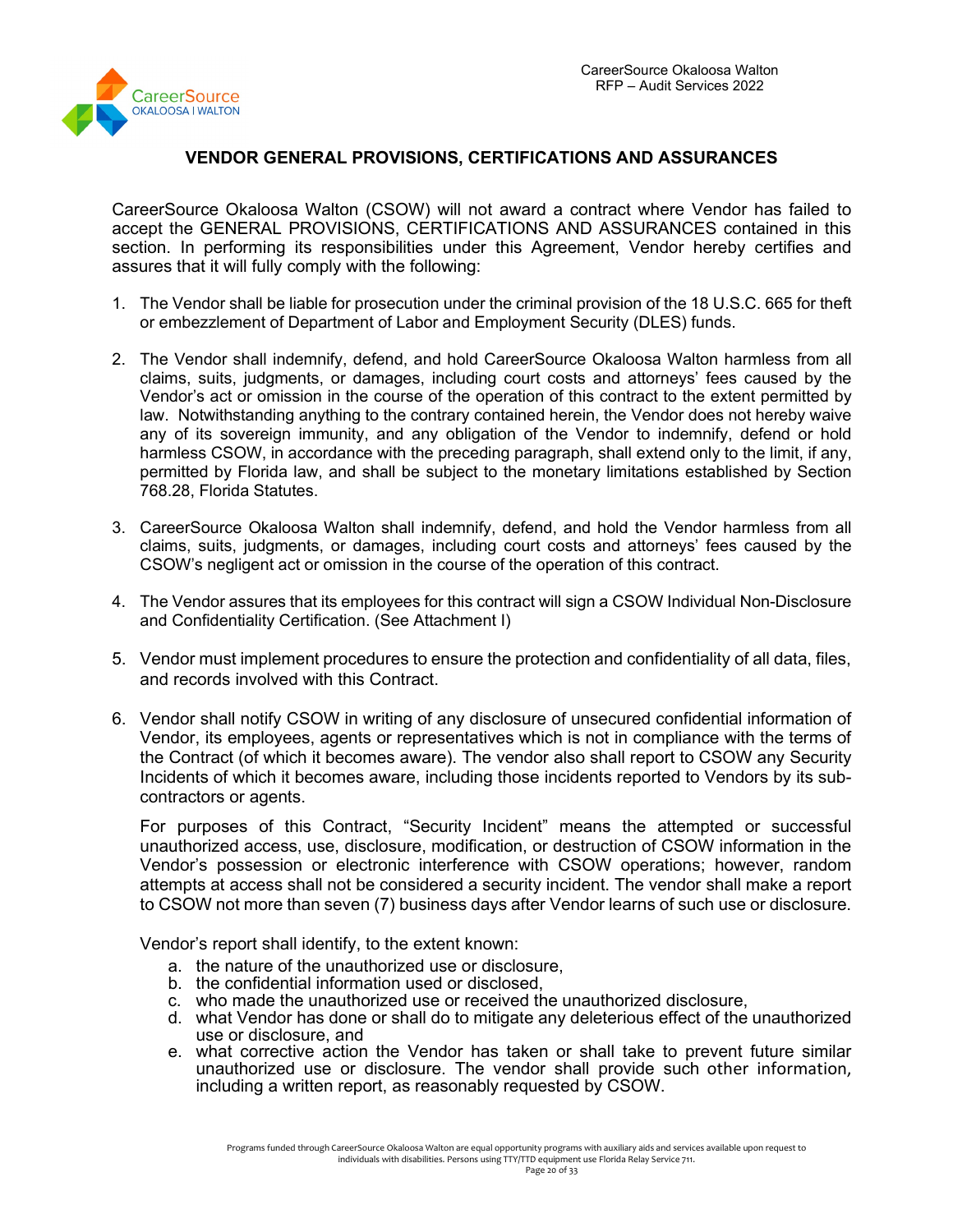## VENDOR GENERAL PROVISIONS, CERTIFICATIONS AND ASSURANCES

CareerSource Okaloosa Walton (CSOW) will not award a contract where Vendor has failed to accept the GENERAL PROVISIONS, CERTIFICATIONS AND ASSURANCES contained in this section. In performing its responsibilities under this Agreement, Vendor hereby certifies and assures that it will fully comply with the following:

1. The Vendor shall be liable for prosecution under the criminal provision of the 18 U.S.C. 665 for theft or embezzlement of Department of Labor and Employment Security (DLES) funds.

2. The Vendor shall indemnify, defend, and hold CareerSource Okaloosa Walton harmless from all claims, suits, judgments, or damages, including court costs and attorneys' fees caused by the Vendor's act or omission in the course of the operation of this contract to the extent permitted by law. Notwithstanding anything to the contrary contained herein, the Vendor does not hereby waive any of its sovereign immunity, and any obligation of the Vendor to indemnify, defend or hold harmless CSOW, in accordance with the preceding paragraph, shall extend only to the limit, if any, permitted by Florida law, and shall be subject to the monetary limitations established by Section 768.28, Florida Statutes.

3. CareerSource Okaloosa Walton shall indemnify, defend, and hold the Vendor harmless from all claims, suits, judgments, or damages, including court costs and attorneys' fees caused by the CSOW's negligent act or omission in the course of the operation of this contract.

4. The Vendor assures that its employees for this contract will sign a CSOW Individual Non-Disclosure and Confidentiality Certification. (See Attachment I)

5. Vendor must implement procedures to ensure the protection and confidentiality of all data, files, and records involved with this Contract.

6. Vendor shall notify CSOW in writing of any disclosure of unsecured confidential information of Vendor, its employees, agents or representatives which is not in compliance with the terms of the Contract (of which it becomes aware). The vendor also shall report to CSOW any Security Incidents of which it becomes aware, including those incidents reported to Vendors by its sub-contractors or agents.

   For purposes of this Contract, "Security Incident" means the attempted or successful unauthorized access, use, disclosure, modification, or destruction of CSOW information in the Vendor's possession or electronic interference with CSOW operations; however, random attempts at access shall not be considered a security incident. The vendor shall make a report to CSOW not more than seven (7) business days after Vendor learns of such use or disclosure.

   Vendor's report shall identify, to the extent known:

   a. the nature of the unauthorized use or disclosure,
   b. the confidential information used or disclosed,
   c. who made the unauthorized use or received the unauthorized disclosure,
   d. what Vendor has done or shall do to mitigate any deleterious effect of the unauthorized use or disclosure, and
   e. what corrective action the Vendor has taken or shall take to prevent future similar unauthorized use or disclosure. The vendor shall provide such other information, including a written report, as reasonably requested by CSOW.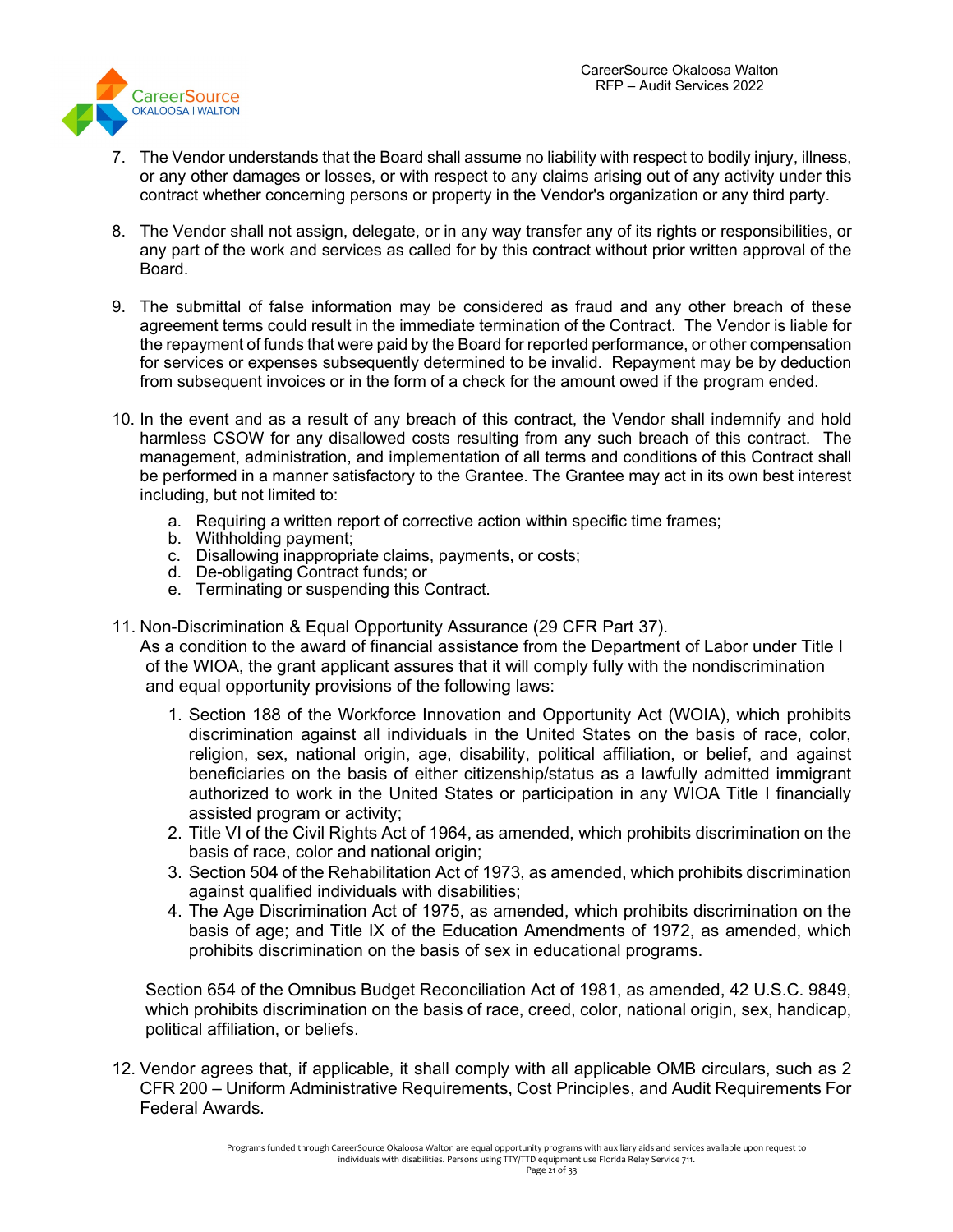7. The Vendor understands that the Board shall assume no liability with respect to bodily injury, illness, or any other damages or losses, or with respect to any claims arising out of any activity under this contract whether concerning persons or property in the Vendor's organization or any third party.

8. The Vendor shall not assign, delegate, or in any way transfer any of its rights or responsibilities, or any part of the work and services as called for by this contract without prior written approval of the Board.

9. The submittal of false information may be considered as fraud and any other breach of these agreement terms could result in the immediate termination of the Contract. The Vendor is liable for the repayment of funds that were paid by the Board for reported performance, or other compensation for services or expenses subsequently determined to be invalid. Repayment may be by deduction from subsequent invoices or in the form of a check for the amount owed if the program ended.

10. In the event and as a result of any breach of this contract, the Vendor shall indemnify and hold harmless CSOW for any disallowed costs resulting from any such breach of this contract. The management, administration, and implementation of all terms and conditions of this Contract shall be performed in a manner satisfactory to the Grantee. The Grantee may act in its own best interest including, but not limited to:

    a. Requiring a written report of corrective action within specific time frames;
    b. Withholding payment;
    c. Disallowing inappropriate claims, payments, or costs;
    d. De-obligating Contract funds; or
    e. Terminating or suspending this Contract.

11. Non-Discrimination & Equal Opportunity Assurance (29 CFR Part 37).
    As a condition to the award of financial assistance from the Department of Labor under Title I of the WIOA, the grant applicant assures that it will comply fully with the nondiscrimination and equal opportunity provisions of the following laws:

    1. Section 188 of the Workforce Innovation and Opportunity Act (WOIA), which prohibits discrimination against all individuals in the United States on the basis of race, color, religion, sex, national origin, age, disability, political affiliation, or belief, and against beneficiaries on the basis of either citizenship/status as a lawfully admitted immigrant authorized to work in the United States or participation in any WIOA Title I financially assisted program or activity;
    2. Title VI of the Civil Rights Act of 1964, as amended, which prohibits discrimination on the basis of race, color and national origin;
    3. Section 504 of the Rehabilitation Act of 1973, as amended, which prohibits discrimination against qualified individuals with disabilities;
    4. The Age Discrimination Act of 1975, as amended, which prohibits discrimination on the basis of age; and Title IX of the Education Amendments of 1972, as amended, which prohibits discrimination on the basis of sex in educational programs.

    Section 654 of the Omnibus Budget Reconciliation Act of 1981, as amended, 42 U.S.C. 9849, which prohibits discrimination on the basis of race, creed, color, national origin, sex, handicap, political affiliation, or beliefs.

12. Vendor agrees that, if applicable, it shall comply with all applicable OMB circulars, such as 2 CFR 200 – Uniform Administrative Requirements, Cost Principles, and Audit Requirements For Federal Awards.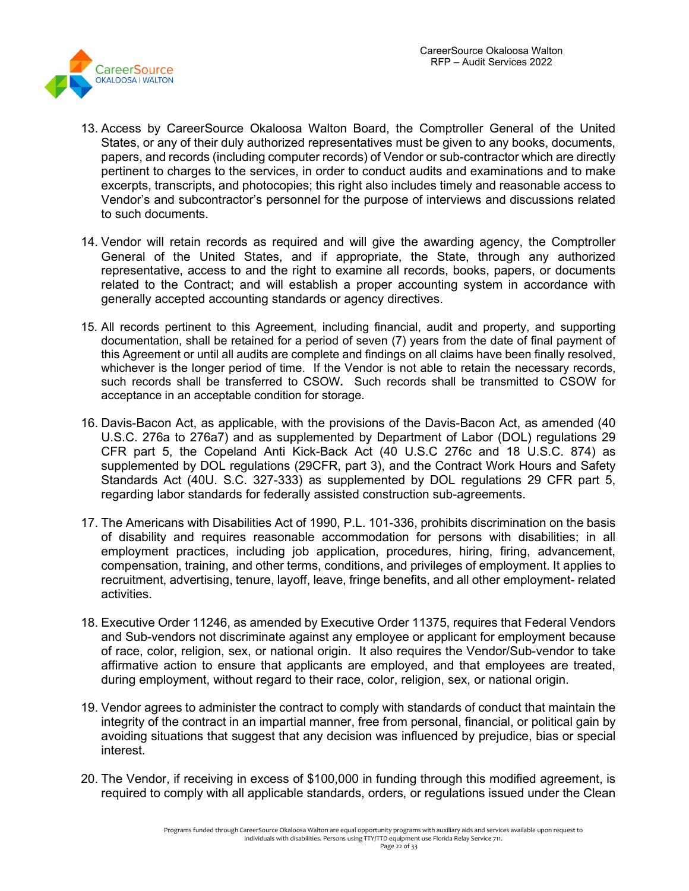13. Access by CareerSource Okaloosa Walton Board, the Comptroller General of the United States, or any of their duly authorized representatives must be given to any books, documents, papers, and records (including computer records) of Vendor or sub-contractor which are directly pertinent to charges to the services, in order to conduct audits and examinations and to make excerpts, transcripts, and photocopies; this right also includes timely and reasonable access to Vendor's and subcontractor's personnel for the purpose of interviews and discussions related to such documents.

14. Vendor will retain records as required and will give the awarding agency, the Comptroller General of the United States, and if appropriate, the State, through any authorized representative, access to and the right to examine all records, books, papers, or documents related to the Contract; and will establish a proper accounting system in accordance with generally accepted accounting standards or agency directives.

15. All records pertinent to this Agreement, including financial, audit and property, and supporting documentation, shall be retained for a period of seven (7) years from the date of final payment of this Agreement or until all audits are complete and findings on all claims have been finally resolved, whichever is the longer period of time. If the Vendor is not able to retain the necessary records, such records shall be transferred to CSOW**.** Such records shall be transmitted to CSOW for acceptance in an acceptable condition for storage.

16. Davis-Bacon Act, as applicable, with the provisions of the Davis-Bacon Act, as amended (40 U.S.C. 276a to 276a7) and as supplemented by Department of Labor (DOL) regulations 29 CFR part 5, the Copeland Anti Kick-Back Act (40 U.S.C 276c and 18 U.S.C. 874) as supplemented by DOL regulations (29CFR, part 3), and the Contract Work Hours and Safety Standards Act (40U. S.C. 327-333) as supplemented by DOL regulations 29 CFR part 5, regarding labor standards for federally assisted construction sub-agreements.

17. The Americans with Disabilities Act of 1990, P.L. 101-336, prohibits discrimination on the basis of disability and requires reasonable accommodation for persons with disabilities; in all employment practices, including job application, procedures, hiring, firing, advancement, compensation, training, and other terms, conditions, and privileges of employment. It applies to recruitment, advertising, tenure, layoff, leave, fringe benefits, and all other employment- related activities.

18. Executive Order 11246, as amended by Executive Order 11375, requires that Federal Vendors and Sub-vendors not discriminate against any employee or applicant for employment because of race, color, religion, sex, or national origin. It also requires the Vendor/Sub-vendor to take affirmative action to ensure that applicants are employed, and that employees are treated, during employment, without regard to their race, color, religion, sex, or national origin.

19. Vendor agrees to administer the contract to comply with standards of conduct that maintain the integrity of the contract in an impartial manner, free from personal, financial, or political gain by avoiding situations that suggest that any decision was influenced by prejudice, bias or special interest.

20. The Vendor, if receiving in excess of $100,000 in funding through this modified agreement, is required to comply with all applicable standards, orders, or regulations issued under the Clean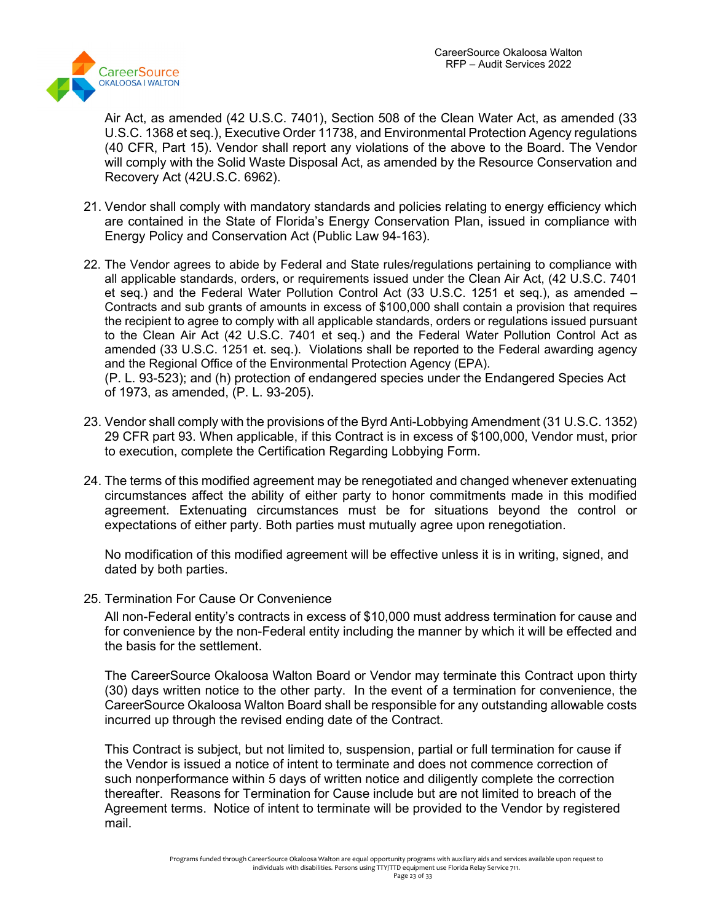Air Act, as amended (42 U.S.C. 7401), Section 508 of the Clean Water Act, as amended (33 U.S.C. 1368 et seq.), Executive Order 11738, and Environmental Protection Agency regulations (40 CFR, Part 15). Vendor shall report any violations of the above to the Board. The Vendor will comply with the Solid Waste Disposal Act, as amended by the Resource Conservation and Recovery Act (42U.S.C. 6962).

21. Vendor shall comply with mandatory standards and policies relating to energy efficiency which are contained in the State of Florida's Energy Conservation Plan, issued in compliance with Energy Policy and Conservation Act (Public Law 94-163).

22. The Vendor agrees to abide by Federal and State rules/regulations pertaining to compliance with all applicable standards, orders, or requirements issued under the Clean Air Act, (42 U.S.C. 7401 et seq.) and the Federal Water Pollution Control Act (33 U.S.C. 1251 et seq.), as amended – Contracts and sub grants of amounts in excess of $100,000 shall contain a provision that requires the recipient to agree to comply with all applicable standards, orders or regulations issued pursuant to the Clean Air Act (42 U.S.C. 7401 et seq.) and the Federal Water Pollution Control Act as amended (33 U.S.C. 1251 et. seq.). Violations shall be reported to the Federal awarding agency and the Regional Office of the Environmental Protection Agency (EPA).
(P. L. 93-523); and (h) protection of endangered species under the Endangered Species Act of 1973, as amended, (P. L. 93-205).

23. Vendor shall comply with the provisions of the Byrd Anti-Lobbying Amendment (31 U.S.C. 1352) 29 CFR part 93. When applicable, if this Contract is in excess of $100,000, Vendor must, prior to execution, complete the Certification Regarding Lobbying Form.

24. The terms of this modified agreement may be renegotiated and changed whenever extenuating circumstances affect the ability of either party to honor commitments made in this modified agreement. Extenuating circumstances must be for situations beyond the control or expectations of either party. Both parties must mutually agree upon renegotiation.

    No modification of this modified agreement will be effective unless it is in writing, signed, and dated by both parties.

25. Termination For Cause Or Convenience

    All non-Federal entity's contracts in excess of $10,000 must address termination for cause and for convenience by the non-Federal entity including the manner by which it will be effected and the basis for the settlement.

    The CareerSource Okaloosa Walton Board or Vendor may terminate this Contract upon thirty (30) days written notice to the other party. In the event of a termination for convenience, the CareerSource Okaloosa Walton Board shall be responsible for any outstanding allowable costs incurred up through the revised ending date of the Contract.

    This Contract is subject, but not limited to, suspension, partial or full termination for cause if the Vendor is issued a notice of intent to terminate and does not commence correction of such nonperformance within 5 days of written notice and diligently complete the correction thereafter. Reasons for Termination for Cause include but are not limited to breach of the Agreement terms. Notice of intent to terminate will be provided to the Vendor by registered mail.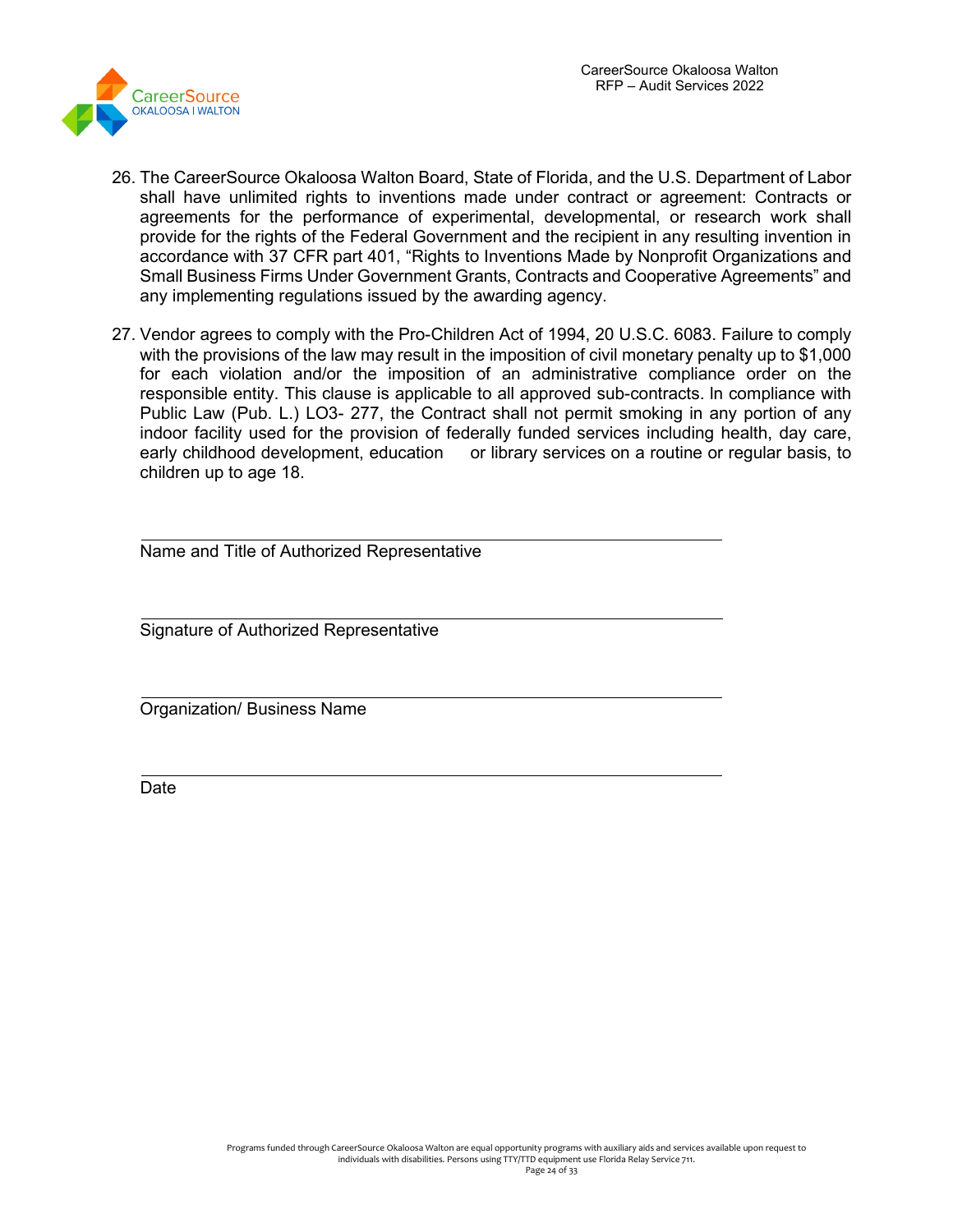26. The CareerSource Okaloosa Walton Board, State of Florida, and the U.S. Department of Labor shall have unlimited rights to inventions made under contract or agreement: Contracts or agreements for the performance of experimental, developmental, or research work shall provide for the rights of the Federal Government and the recipient in any resulting invention in accordance with 37 CFR part 401, “Rights to Inventions Made by Nonprofit Organizations and Small Business Firms Under Government Grants, Contracts and Cooperative Agreements” and any implementing regulations issued by the awarding agency.

27. Vendor agrees to comply with the Pro-Children Act of 1994, 20 U.S.C. 6083. Failure to comply with the provisions of the law may result in the imposition of civil monetary penalty up to $1,000 for each violation and/or the imposition of an administrative compliance order on the responsible entity. This clause is applicable to all approved sub-contracts. In compliance with Public Law (Pub. L.) LO3- 277, the Contract shall not permit smoking in any portion of any indoor facility used for the provision of federally funded services including health, day care, early childhood development, education or library services on a routine or regular basis, to children up to age 18.

______________________________________________
Name and Title of Authorized Representative

______________________________________________
Signature of Authorized Representative

______________________________________________
Organization/ Business Name

______________________________________________
Date

Programs funded through CareerSource Okaloosa Walton are equal opportunity programs with auxiliary aids and services available upon request to individuals with disabilities. Persons using TTY/TTD equipment use Florida Relay Service 711.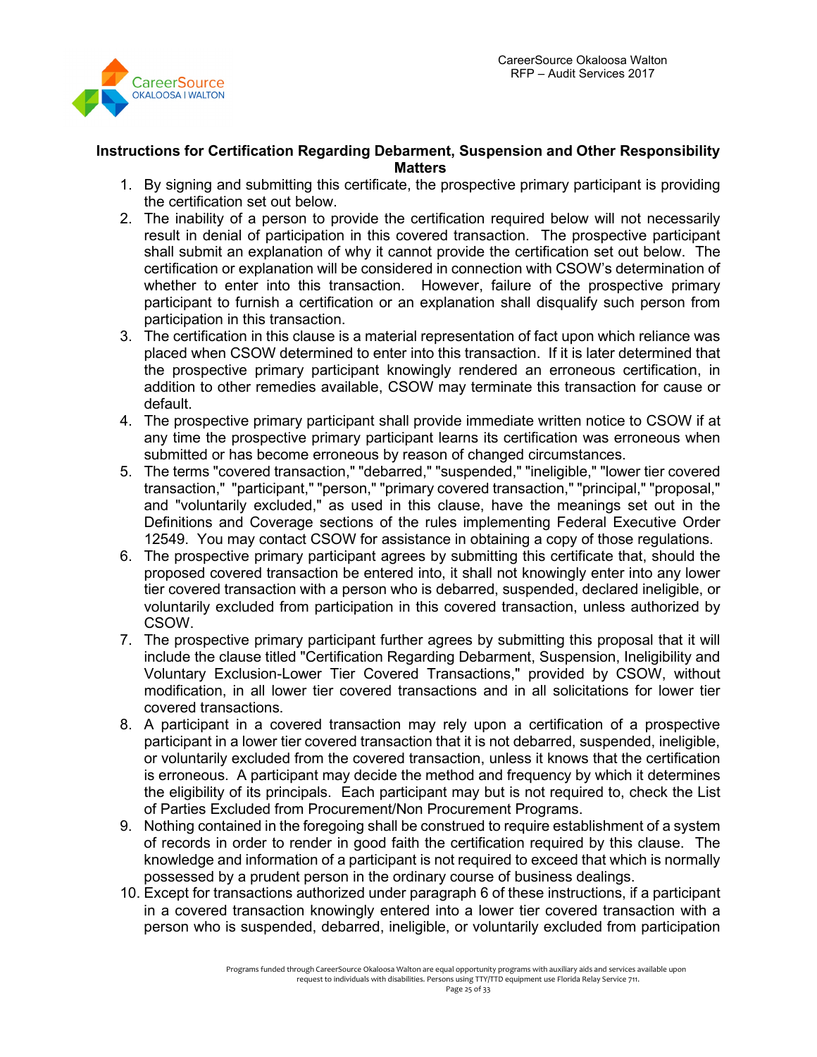## Instructions for Certification Regarding Debarment, Suspension and Other Responsibility Matters

1. By signing and submitting this certificate, the prospective primary participant is providing the certification set out below.
2. The inability of a person to provide the certification required below will not necessarily result in denial of participation in this covered transaction. The prospective participant shall submit an explanation of why it cannot provide the certification set out below. The certification or explanation will be considered in connection with CSOW's determination of whether to enter into this transaction. However, failure of the prospective primary participant to furnish a certification or an explanation shall disqualify such person from participation in this transaction.
3. The certification in this clause is a material representation of fact upon which reliance was placed when CSOW determined to enter into this transaction. If it is later determined that the prospective primary participant knowingly rendered an erroneous certification, in addition to other remedies available, CSOW may terminate this transaction for cause or default.
4. The prospective primary participant shall provide immediate written notice to CSOW if at any time the prospective primary participant learns its certification was erroneous when submitted or has become erroneous by reason of changed circumstances.
5. The terms "covered transaction," "debarred," "suspended," "ineligible," "lower tier covered transaction," "participant," "person," "primary covered transaction," "principal," "proposal," and "voluntarily excluded," as used in this clause, have the meanings set out in the Definitions and Coverage sections of the rules implementing Federal Executive Order 12549. You may contact CSOW for assistance in obtaining a copy of those regulations.
6. The prospective primary participant agrees by submitting this certificate that, should the proposed covered transaction be entered into, it shall not knowingly enter into any lower tier covered transaction with a person who is debarred, suspended, declared ineligible, or voluntarily excluded from participation in this covered transaction, unless authorized by CSOW.
7. The prospective primary participant further agrees by submitting this proposal that it will include the clause titled "Certification Regarding Debarment, Suspension, Ineligibility and Voluntary Exclusion-Lower Tier Covered Transactions," provided by CSOW, without modification, in all lower tier covered transactions and in all solicitations for lower tier covered transactions.
8. A participant in a covered transaction may rely upon a certification of a prospective participant in a lower tier covered transaction that it is not debarred, suspended, ineligible, or voluntarily excluded from the covered transaction, unless it knows that the certification is erroneous. A participant may decide the method and frequency by which it determines the eligibility of its principals. Each participant may but is not required to, check the List of Parties Excluded from Procurement/Non Procurement Programs.
9. Nothing contained in the foregoing shall be construed to require establishment of a system of records in order to render in good faith the certification required by this clause. The knowledge and information of a participant is not required to exceed that which is normally possessed by a prudent person in the ordinary course of business dealings.
10. Except for transactions authorized under paragraph 6 of these instructions, if a participant in a covered transaction knowingly entered into a lower tier covered transaction with a person who is suspended, debarred, ineligible, or voluntarily excluded from participation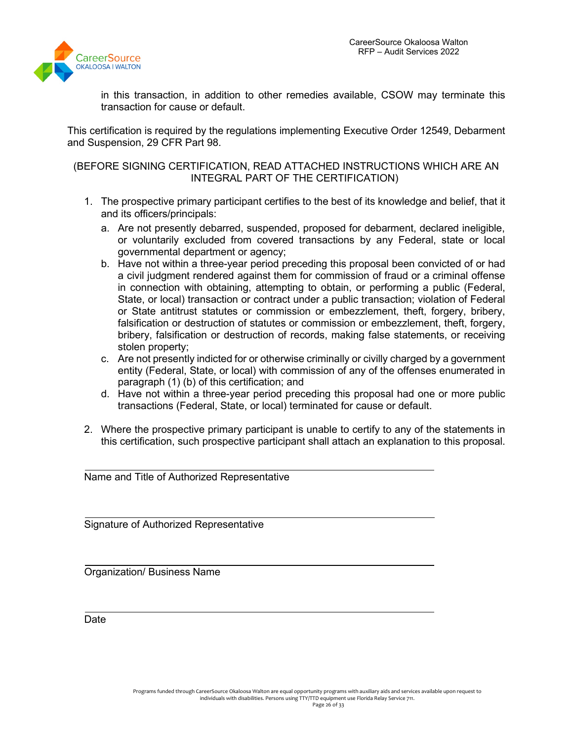in this transaction, in addition to other remedies available, CSOW may terminate this transaction for cause or default.

This certification is required by the regulations implementing Executive Order 12549, Debarment and Suspension, 29 CFR Part 98.

(BEFORE SIGNING CERTIFICATION, READ ATTACHED INSTRUCTIONS WHICH ARE AN INTEGRAL PART OF THE CERTIFICATION)

1. The prospective primary participant certifies to the best of its knowledge and belief, that it and its officers/principals:
   a. Are not presently debarred, suspended, proposed for debarment, declared ineligible, or voluntarily excluded from covered transactions by any Federal, state or local governmental department or agency;
   b. Have not within a three-year period preceding this proposal been convicted of or had a civil judgment rendered against them for commission of fraud or a criminal offense in connection with obtaining, attempting to obtain, or performing a public (Federal, State, or local) transaction or contract under a public transaction; violation of Federal or State antitrust statutes or commission or embezzlement, theft, forgery, bribery, falsification or destruction of statutes or commission or embezzlement, theft, forgery, bribery, falsification or destruction of records, making false statements, or receiving stolen property;
   c. Are not presently indicted for or otherwise criminally or civilly charged by a government entity (Federal, State, or local) with commission of any of the offenses enumerated in paragraph (1) (b) of this certification; and
   d. Have not within a three-year period preceding this proposal had one or more public transactions (Federal, State, or local) terminated for cause or default.

2. Where the prospective primary participant is unable to certify to any of the statements in this certification, such prospective participant shall attach an explanation to this proposal.

______________________________________________
Name and Title of Authorized Representative

______________________________________________
Signature of Authorized Representative

______________________________________________
Organization/ Business Name

______________________________________________
Date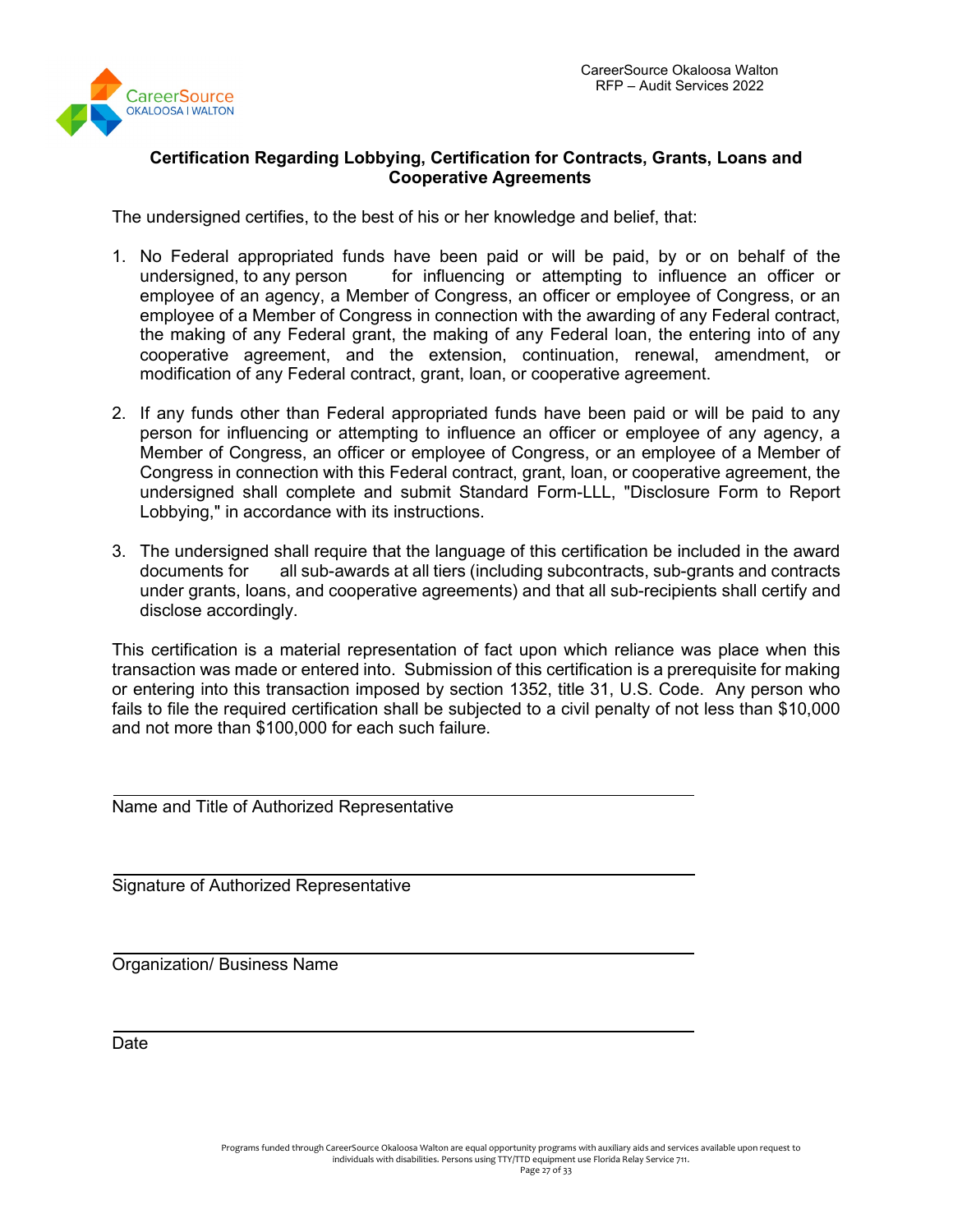## Certification Regarding Lobbying, Certification for Contracts, Grants, Loans and Cooperative Agreements

The undersigned certifies, to the best of his or her knowledge and belief, that:

1. No Federal appropriated funds have been paid or will be paid, by or on behalf of the undersigned, to any person for influencing or attempting to influence an officer or employee of an agency, a Member of Congress, an officer or employee of Congress, or an employee of a Member of Congress in connection with the awarding of any Federal contract, the making of any Federal grant, the making of any Federal loan, the entering into of any cooperative agreement, and the extension, continuation, renewal, amendment, or modification of any Federal contract, grant, loan, or cooperative agreement.

2. If any funds other than Federal appropriated funds have been paid or will be paid to any person for influencing or attempting to influence an officer or employee of any agency, a Member of Congress, an officer or employee of Congress, or an employee of a Member of Congress in connection with this Federal contract, grant, loan, or cooperative agreement, the undersigned shall complete and submit Standard Form-LLL, "Disclosure Form to Report Lobbying," in accordance with its instructions.

3. The undersigned shall require that the language of this certification be included in the award documents for all sub-awards at all tiers (including subcontracts, sub-grants and contracts under grants, loans, and cooperative agreements) and that all sub-recipients shall certify and disclose accordingly.

This certification is a material representation of fact upon which reliance was place when this transaction was made or entered into. Submission of this certification is a prerequisite for making or entering into this transaction imposed by section 1352, title 31, U.S. Code. Any person who fails to file the required certification shall be subjected to a civil penalty of not less than $10,000 and not more than $100,000 for each such failure.

___________________________________________
Name and Title of Authorized Representative

___________________________________________
Signature of Authorized Representative

___________________________________________
Organization/ Business Name

___________________________________________
Date

Programs funded through CareerSource Okaloosa Walton are equal opportunity programs with auxiliary aids and services available upon request to individuals with disabilities. Persons using TTY/TTD equipment use Florida Relay Service 711.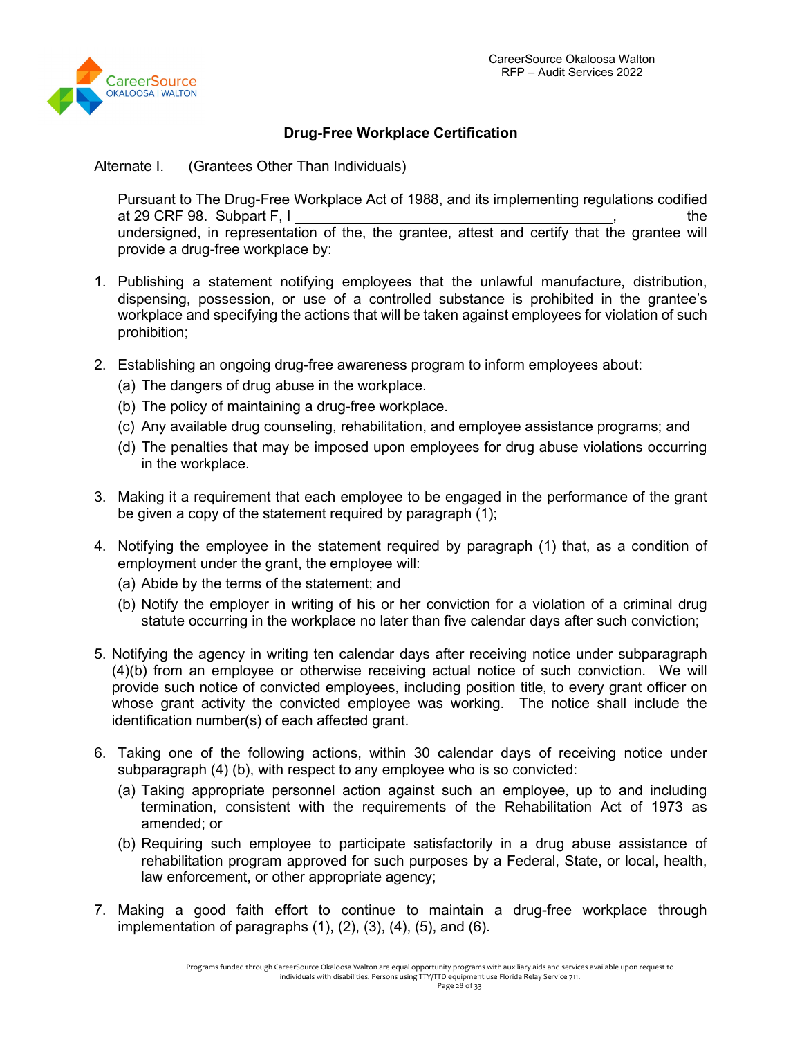## Drug-Free Workplace Certification

Alternate I. (Grantees Other Than Individuals)

Pursuant to The Drug-Free Workplace Act of 1988, and its implementing regulations codified at 29 CRF 98. Subpart F, I ________________________________________, the undersigned, in representation of the, the grantee, attest and certify that the grantee will provide a drug-free workplace by:

1. Publishing a statement notifying employees that the unlawful manufacture, distribution, dispensing, possession, or use of a controlled substance is prohibited in the grantee's workplace and specifying the actions that will be taken against employees for violation of such prohibition;

2. Establishing an ongoing drug-free awareness program to inform employees about:
   (a) The dangers of drug abuse in the workplace.
   (b) The policy of maintaining a drug-free workplace.
   (c) Any available drug counseling, rehabilitation, and employee assistance programs; and
   (d) The penalties that may be imposed upon employees for drug abuse violations occurring in the workplace.

3. Making it a requirement that each employee to be engaged in the performance of the grant be given a copy of the statement required by paragraph (1);

4. Notifying the employee in the statement required by paragraph (1) that, as a condition of employment under the grant, the employee will:
   (a) Abide by the terms of the statement; and
   (b) Notify the employer in writing of his or her conviction for a violation of a criminal drug statute occurring in the workplace no later than five calendar days after such conviction;

5. Notifying the agency in writing ten calendar days after receiving notice under subparagraph (4)(b) from an employee or otherwise receiving actual notice of such conviction. We will provide such notice of convicted employees, including position title, to every grant officer on whose grant activity the convicted employee was working. The notice shall include the identification number(s) of each affected grant.

6. Taking one of the following actions, within 30 calendar days of receiving notice under subparagraph (4) (b), with respect to any employee who is so convicted:
   (a) Taking appropriate personnel action against such an employee, up to and including termination, consistent with the requirements of the Rehabilitation Act of 1973 as amended; or
   (b) Requiring such employee to participate satisfactorily in a drug abuse assistance of rehabilitation program approved for such purposes by a Federal, State, or local, health, law enforcement, or other appropriate agency;

7. Making a good faith effort to continue to maintain a drug-free workplace through implementation of paragraphs (1), (2), (3), (4), (5), and (6).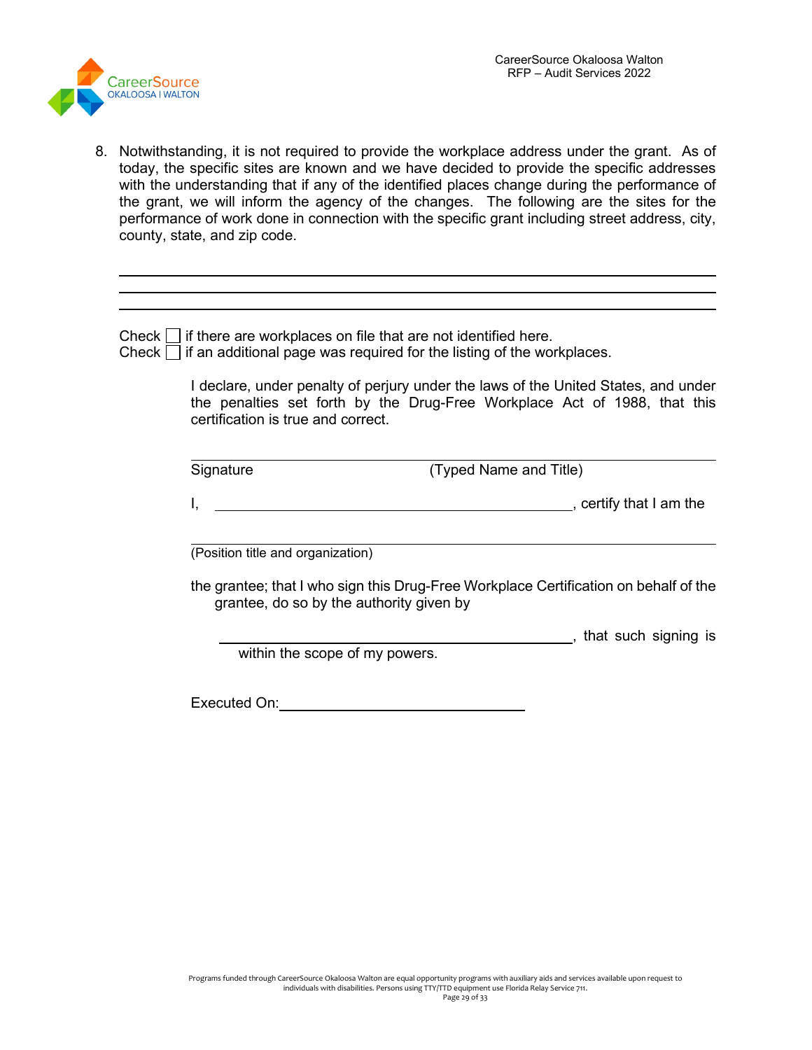8. Notwithstanding, it is not required to provide the workplace address under the grant. As of today, the specific sites are known and we have decided to provide the specific addresses with the understanding that if any of the identified places change during the performance of the grant, we will inform the agency of the changes. The following are the sites for the performance of work done in connection with the specific grant including street address, city, county, state, and zip code.

\_\_\_\_\_\_\_\_\_\_\_\_\_\_\_\_\_\_\_\_\_\_\_\_\_\_\_\_\_\_\_\_\_\_\_\_\_\_\_\_\_\_\_\_\_\_\_\_\_\_\_\_\_\_\_\_\_\_\_\_\_\_\_\_\_\_

\_\_\_\_\_\_\_\_\_\_\_\_\_\_\_\_\_\_\_\_\_\_\_\_\_\_\_\_\_\_\_\_\_\_\_\_\_\_\_\_\_\_\_\_\_\_\_\_\_\_\_\_\_\_\_\_\_\_\_\_\_\_\_\_\_\_

\_\_\_\_\_\_\_\_\_\_\_\_\_\_\_\_\_\_\_\_\_\_\_\_\_\_\_\_\_\_\_\_\_\_\_\_\_\_\_\_\_\_\_\_\_\_\_\_\_\_\_\_\_\_\_\_\_\_\_\_\_\_\_\_\_\_

Check ☐ if there are workplaces on file that are not identified here.
Check ☐ if an additional page was required for the listing of the workplaces.

I declare, under penalty of perjury under the laws of the United States, and under the penalties set forth by the Drug-Free Workplace Act of 1988, that this certification is true and correct.

\_\_\_\_\_\_\_\_\_\_\_\_\_\_\_\_\_\_\_\_\_\_\_\_\_\_\_\_\_\_\_\_\_\_\_\_\_\_\_\_\_\_\_\_\_\_\_\_\_\_\_\_\_\_\_\_\_\_\_\_\_\_\_\_\_\_

Signature (Typed Name and Title)

I, \_\_\_\_\_\_\_\_\_\_\_\_\_\_\_\_\_\_\_\_\_\_\_\_\_\_\_\_\_\_\_\_\_\_\_\_\_\_\_\_\_\_\_\_, certify that I am the

\_\_\_\_\_\_\_\_\_\_\_\_\_\_\_\_\_\_\_\_\_\_\_\_\_\_\_\_\_\_\_\_\_\_\_\_\_\_\_\_\_\_\_\_\_\_\_\_\_\_\_\_\_\_\_\_\_\_\_\_\_\_\_\_\_\_

(Position title and organization)

the grantee; that I who sign this Drug-Free Workplace Certification on behalf of the grantee, do so by the authority given by

\_\_\_\_\_\_\_\_\_\_\_\_\_\_\_\_\_\_\_\_\_\_\_\_\_\_\_\_\_\_\_\_\_\_\_\_\_\_\_\_\_\_\_\_, that such signing is within the scope of my powers.

Executed On:\_\_\_\_\_\_\_\_\_\_\_\_\_\_\_\_\_\_\_\_\_\_\_\_\_\_\_\_\_\_\_\_

Programs funded through CareerSource Okaloosa Walton are equal opportunity programs with auxiliary aids and services available upon request to individuals with disabilities. Persons using TTY/TTD equipment use Florida Relay Service 711.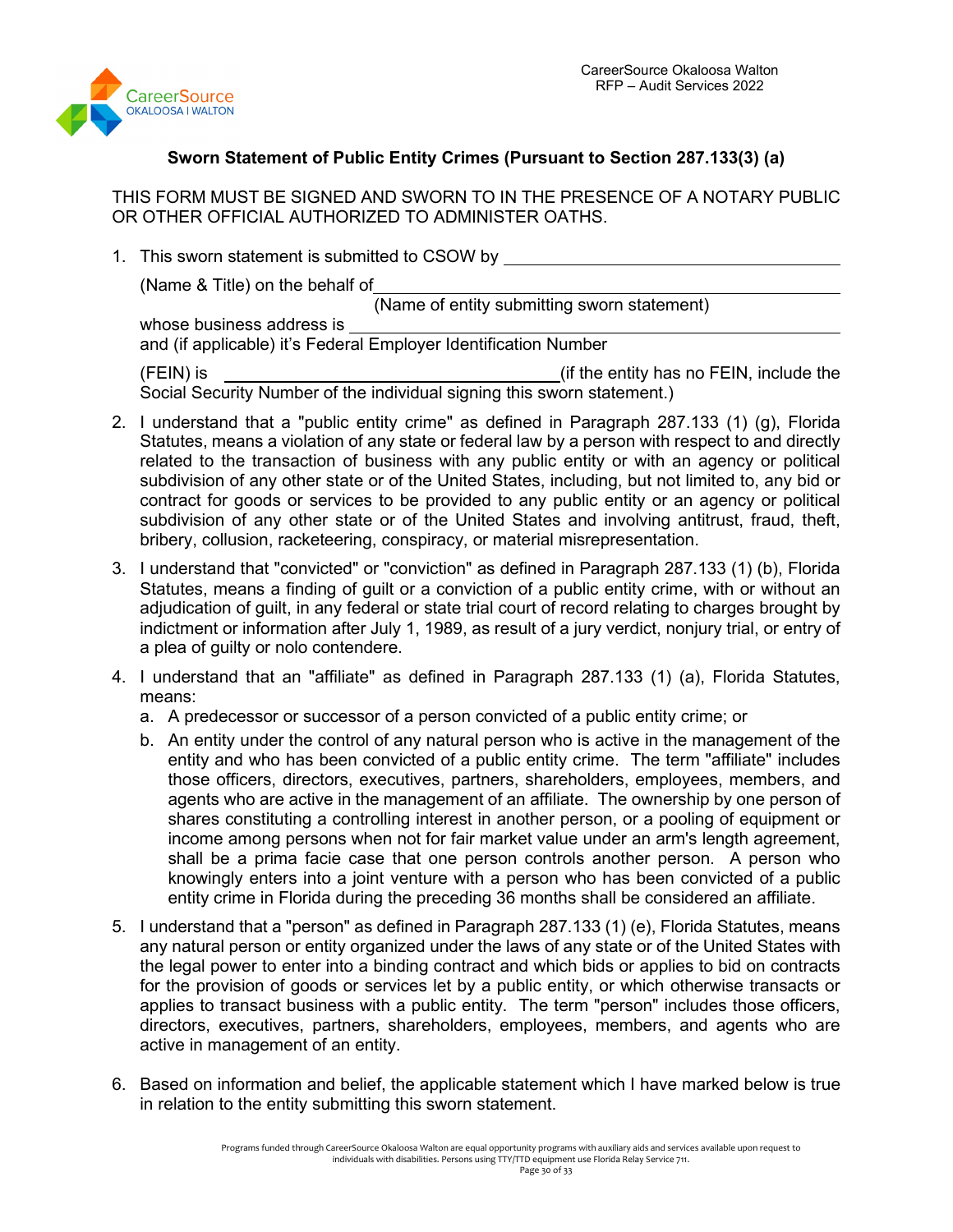## Sworn Statement of Public Entity Crimes (Pursuant to Section 287.133(3) (a)

THIS FORM MUST BE SIGNED AND SWORN TO IN THE PRESENCE OF A NOTARY PUBLIC OR OTHER OFFICIAL AUTHORIZED TO ADMINISTER OATHS.

1. This sward statement is submitted to CSOW by ______________________________

   (Name & Title) on the behalf of ______________________________

   (Name of entity submitting sworn statement)

   whose business address is ______________________________

   and (if applicable) it's Federal Employer Identification Number

   (FEIN) is ______________________________(if the entity has no FEIN, include the Social Security Number of the individual signing this sworn statement.)

2. I understand that a "public entity crime" as defined in Paragraph 287.133 (1) (g), Florida Statutes, means a violation of any state or federal law by a person with respect to and directly related to the transaction of business with any public entity or with an agency or political subdivision of any other state or of the United States, including, but not limited to, any bid or contract for goods or services to be provided to any public entity or an agency or political subdivision of any other state or of the United States and involving antitrust, fraud, theft, bribery, collusion, racketeering, conspiracy, or material misrepresentation.

3. I understand that "convicted" or "conviction" as defined in Paragraph 287.133 (1) (b), Florida Statutes, means a finding of guilt or a conviction of a public entity crime, with or without an adjudication of guilt, in any federal or state trial court of record relating to charges brought by indictment or information after July 1, 1989, as result of a jury verdict, nonjury trial, or entry of a plea of guilty or nolo contendere.

4. I understand that an "affiliate" as defined in Paragraph 287.133 (1) (a), Florida Statutes, means:
   a. A predecessor or successor of a person convicted of a public entity crime; or
   b. An entity under the control of any natural person who is active in the management of the entity and who has been convicted of a public entity crime. The term "affiliate" includes those officers, directors, executives, partners, shareholders, employees, members, and agents who are active in the management of an affiliate. The ownership by one person of shares constituting a controlling interest in another person, or a pooling of equipment or income among persons when not for fair market value under an arm's length agreement, shall be a prima facie case that one person controls another person. A person who knowingly enters into a joint venture with a person who has been convicted of a public entity crime in Florida during the preceding 36 months shall be considered an affiliate.

5. I understand that a "person" as defined in Paragraph 287.133 (1) (e), Florida Statutes, means any natural person or entity organized under the laws of any state or of the United States with the legal power to enter into a binding contract and which bids or applies to bid on contracts for the provision of goods or services let by a public entity, or which otherwise transacts or applies to transact business with a public entity. The term "person" includes those officers, directors, executives, partners, shareholders, employees, members, and agents who are active in management of an entity.

6. Based on information and belief, the applicable statement which I have marked below is true in relation to the entity submitting this sworn statement.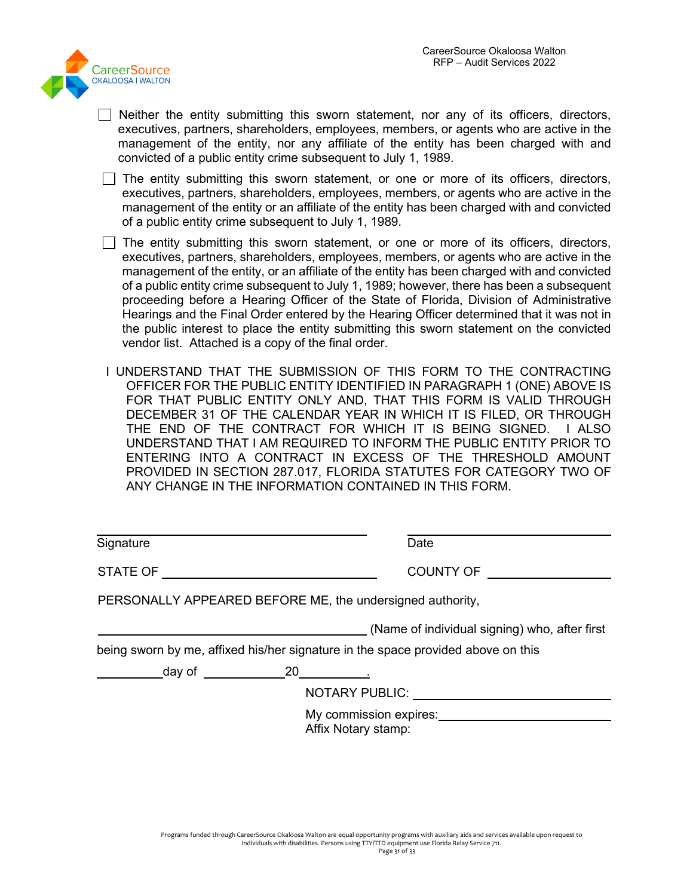☐ Neither the entity submitting this sworn statement, nor any of its officers, directors, executives, partners, shareholders, employees, members, or agents who are active in the management of the entity, nor any affiliate of the entity has been charged with and convicted of a public entity crime subsequent to July 1, 1989.

☐ The entity submitting this sworn statement, or one or more of its officers, directors, executives, partners, shareholders, employees, members, or agents who are active in the management of the entity or an affiliate of the entity has been charged with and convicted of a public entity crime subsequent to July 1, 1989.

☐ The entity submitting this sworn statement, or one or more of its officers, directors, executives, partners, shareholders, employees, members, or agents who are active in the management of the entity, or an affiliate of the entity has been charged with and convicted of a public entity crime subsequent to July 1, 1989; however, there has been a subsequent proceeding before a Hearing Officer of the State of Florida, Division of Administrative Hearings and the Final Order entered by the Hearing Officer determined that it was not in the public interest to place the entity submitting this sworn statement on the convicted vendor list. Attached is a copy of the final order.

I UNDERSTAND THAT THE SUBMISSION OF THIS FORM TO THE CONTRACTING OFFICER FOR THE PUBLIC ENTITY IDENTIFIED IN PARAGRAPH 1 (ONE) ABOVE IS FOR THAT PUBLIC ENTITY ONLY AND, THAT THIS FORM IS VALID THROUGH DECEMBER 31 OF THE CALENDAR YEAR IN WHICH IT IS FILED, OR THROUGH THE END OF THE CONTRACT FOR WHICH IT IS BEING SIGNED. I ALSO UNDERSTAND THAT I AM REQUIRED TO INFORM THE PUBLIC ENTITY PRIOR TO ENTERING INTO A CONTRACT IN EXCESS OF THE THRESHOLD AMOUNT PROVIDED IN SECTION 287.017, FLORIDA STATUTES FOR CATEGORY TWO OF ANY CHANGE IN THE INFORMATION CONTAINED IN THIS FORM.

\_\_\_\_\_\_\_\_\_\_\_\_\_\_\_\_\_\_\_\_\_\_\_\_\_\_\_\_\_\_\_\_\_\_\_\_ \_\_\_\_\_\_\_\_\_\_\_\_\_\_\_\_\_\_\_\_\_\_\_\_\_\_

Signature Date

STATE OF \_\_\_\_\_\_\_\_\_\_\_\_\_\_\_\_\_\_\_\_\_\_\_\_\_\_ COUNTY OF \_\_\_\_\_\_\_\_\_\_\_\_\_\_\_\_

PERSONALLY APPEARED BEFORE ME, the undersigned authority,

\_\_\_\_\_\_\_\_\_\_\_\_\_\_\_\_\_\_\_\_\_\_\_\_\_\_\_\_\_\_\_\_\_\_ (Name of individual signing) who, after first being sworn by me, affixed his/her signature in the space provided above on this

\_\_\_\_\_\_\_\_day of \_\_\_\_\_\_\_\_\_\_ 20\_\_\_\_\_\_\_\_.

NOTARY PUBLIC: \_\_\_\_\_\_\_\_\_\_\_\_\_\_\_\_\_\_\_\_\_\_\_\_

My commission expires: \_\_\_\_\_\_\_\_\_\_\_\_\_\_\_\_\_\_\_\_\_\_\_\_

Affix Notary stamp: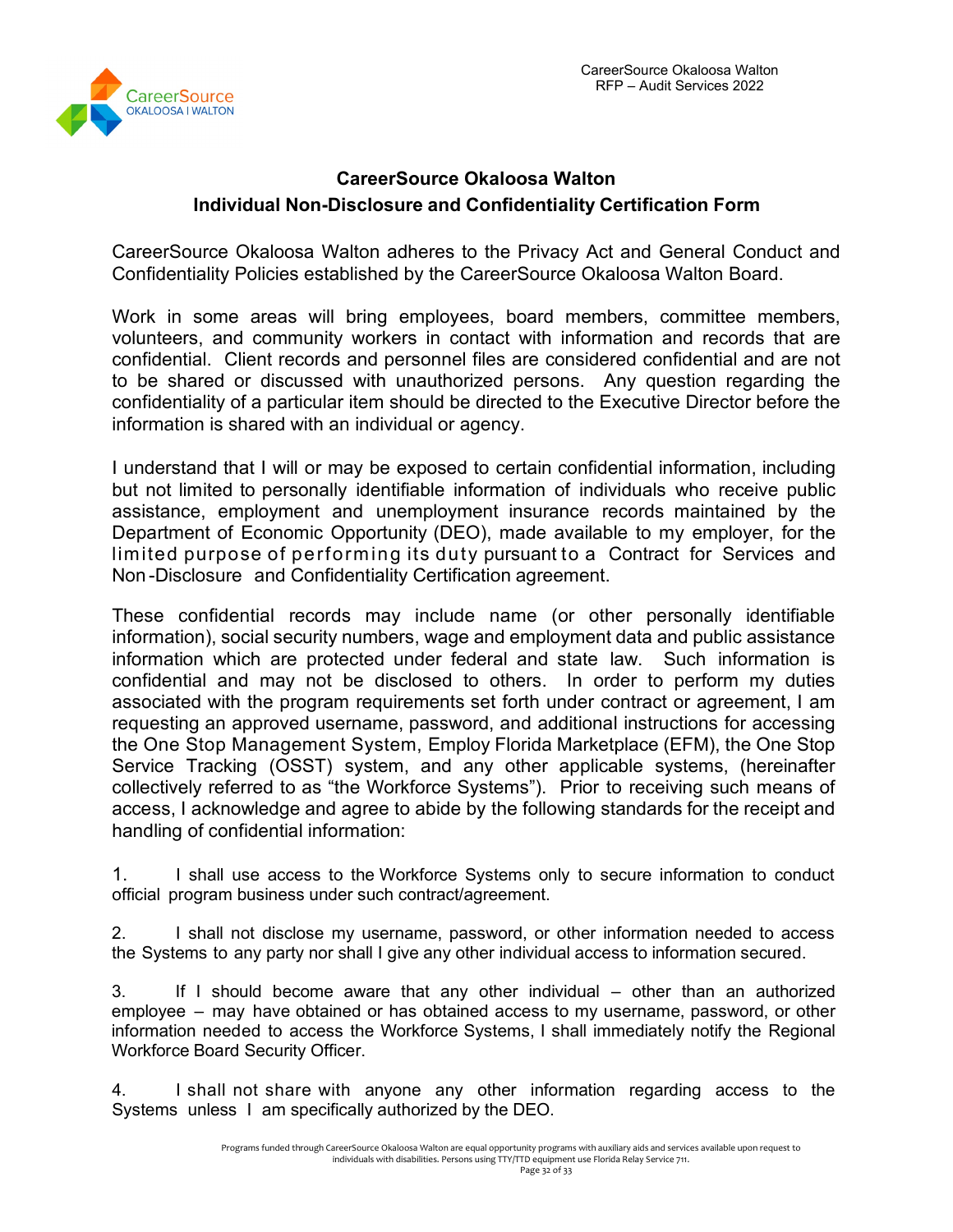## CareerSource Okaloosa Walton
## Individual Non-Disclosure and Confidentiality Certification Form

CareerSource Okaloosa Walton adheres to the Privacy Act and General Conduct and Confidentiality Policies established by the CareerSource Okaloosa Walton Board.

Work in some areas will bring employees, board members, committee members, volunteers, and community workers in contact with information and records that are confidential. Client records and personnel files are considered confidential and are not to be shared or discussed with unauthorized persons. Any question regarding the confidentiality of a particular item should be directed to the Executive Director before the information is shared with an individual or agency.

I understand that I will or may be exposed to certain confidential information, including but not limited to personally identifiable information of individuals who receive public assistance, employment and unemployment insurance records maintained by the Department of Economic Opportunity (DEO), made available to my employer, for the limited purpose of performing its duty pursuant to a Contract for Services and Non-Disclosure and Confidentiality Certification agreement.

These confidential records may include name (or other personally identifiable information), social security numbers, wage and employment data and public assistance information which are protected under federal and state law. Such information is confidential and may not be disclosed to others. In order to perform my duties associated with the program requirements set forth under contract or agreement, I am requesting an approved username, password, and additional instructions for accessing the One Stop Management System, Employ Florida Marketplace (EFM), the One Stop Service Tracking (OSST) system, and any other applicable systems, (hereinafter collectively referred to as "the Workforce Systems"). Prior to receiving such means of access, I acknowledge and agree to abide by the following standards for the receipt and handling of confidential information:

1. I shall use access to the Workforce Systems only to secure information to conduct official program business under such contract/agreement.

2. I shall not disclose my username, password, or other information needed to access the Systems to any party nor shall I give any other individual access to information secured.

3. If I should become aware that any other individual – other than an authorized employee – may have obtained or has obtained access to my username, password, or other information needed to access the Workforce Systems, I shall immediately notify the Regional Workforce Board Security Officer.

4. I shall not share with anyone any other information regarding access to the Systems unless I am specifically authorized by the DEO.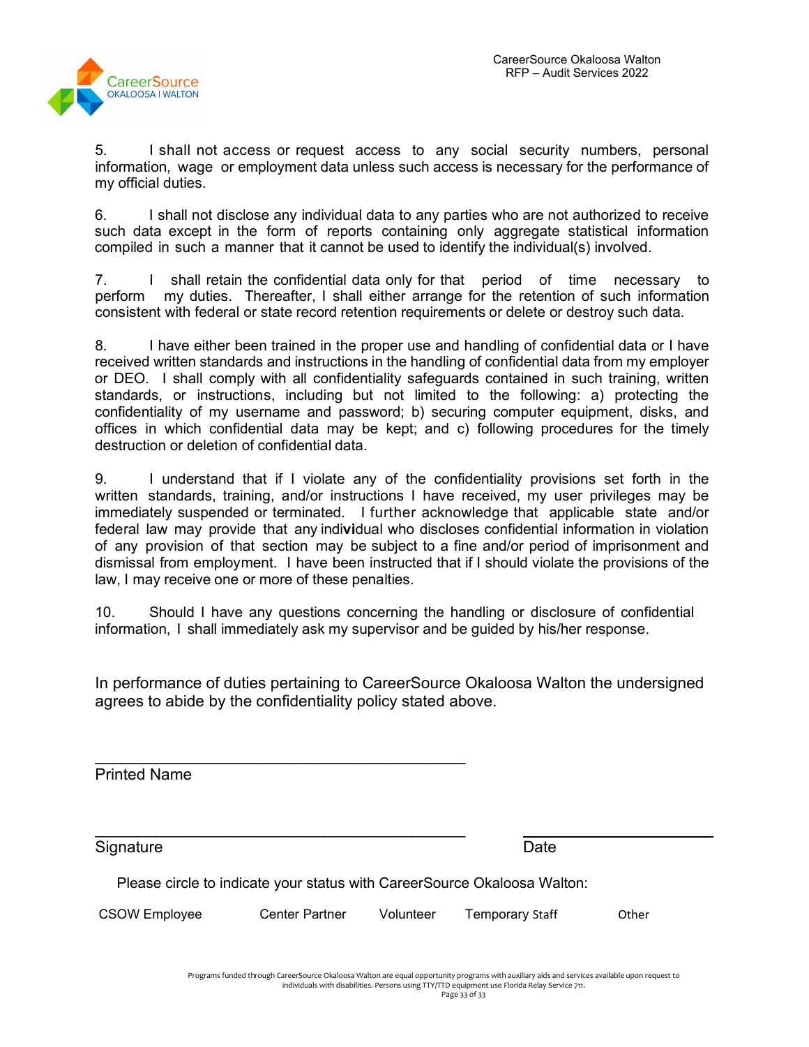5. I shall not access or request access to any social security numbers, personal information, wage or employment data unless such access is necessary for the performance of my official duties.

6. I shall not disclose any individual data to any parties who are not authorized to receive such data except in the form of reports containing only aggregate statistical information compiled in such a manner that it cannot be used to identify the individual(s) involved.

7. I shall retain the confidential data only for that period of time necessary to perform my duties. Thereafter, I shall either arrange for the retention of such information consistent with federal or state record retention requirements or delete or destroy such data.

8. I have either been trained in the proper use and handling of confidential data or I have received written standards and instructions in the handling of confidential data from my employer or DEO. I shall comply with all confidentiality safeguards contained in such training, written standards, or instructions, including but not limited to the following: a) protecting the confidentiality of my username and password; b) securing computer equipment, disks, and offices in which confidential data may be kept; and c) following procedures for the timely destruction or deletion of confidential data.

9. I understand that if I violate any of the confidentiality provisions set forth in the written standards, training, and/or instructions I have received, my user privileges may be immediately suspended or terminated. I further acknowledge that applicable state and/or federal law may provide that any individual who discloses confidential information in violation of any provision of that section may be subject to a fine and/or period of imprisonment and dismissal from employment. I have been instructed that if I should violate the provisions of the law, I may receive one or more of these penalties.

10. Should I have any questions concerning the handling or disclosure of confidential information, I shall immediately ask my supervisor and be guided by his/her response.

In performance of duties pertaining to CareerSource Okaloosa Walton the undersigned agrees to abide by the confidentiality policy stated above.

\_\_\_\_\_\_\_\_\_\_\_\_\_\_\_\_\_\_\_\_\_\_\_\_\_\_\_\_\_\_\_\_\_\_\_\_\_\_\_\_\_\_\_\_\_

Printed Name

\_\_\_\_\_\_\_\_\_\_\_\_\_\_\_\_\_\_\_\_\_\_\_\_\_\_\_\_\_\_\_\_\_\_\_\_\_\_\_\_\_\_\_\_\_ \_\_\_\_\_\_\_\_\_\_\_\_\_\_\_\_\_\_\_\_\_\_\_

Signature Date

Please circle to indicate your status with CareerSource Okaloosa Walton:

CSOW Employee Center Partner Volunteer Temporary Staff Other

Programs funded through CareerSource Okaloosa Walton are equal opportunity programs with auxiliary aids and services available upon request to individuals with disabilities. Persons using TTY/TTD equipment use Florida Relay Service 711.